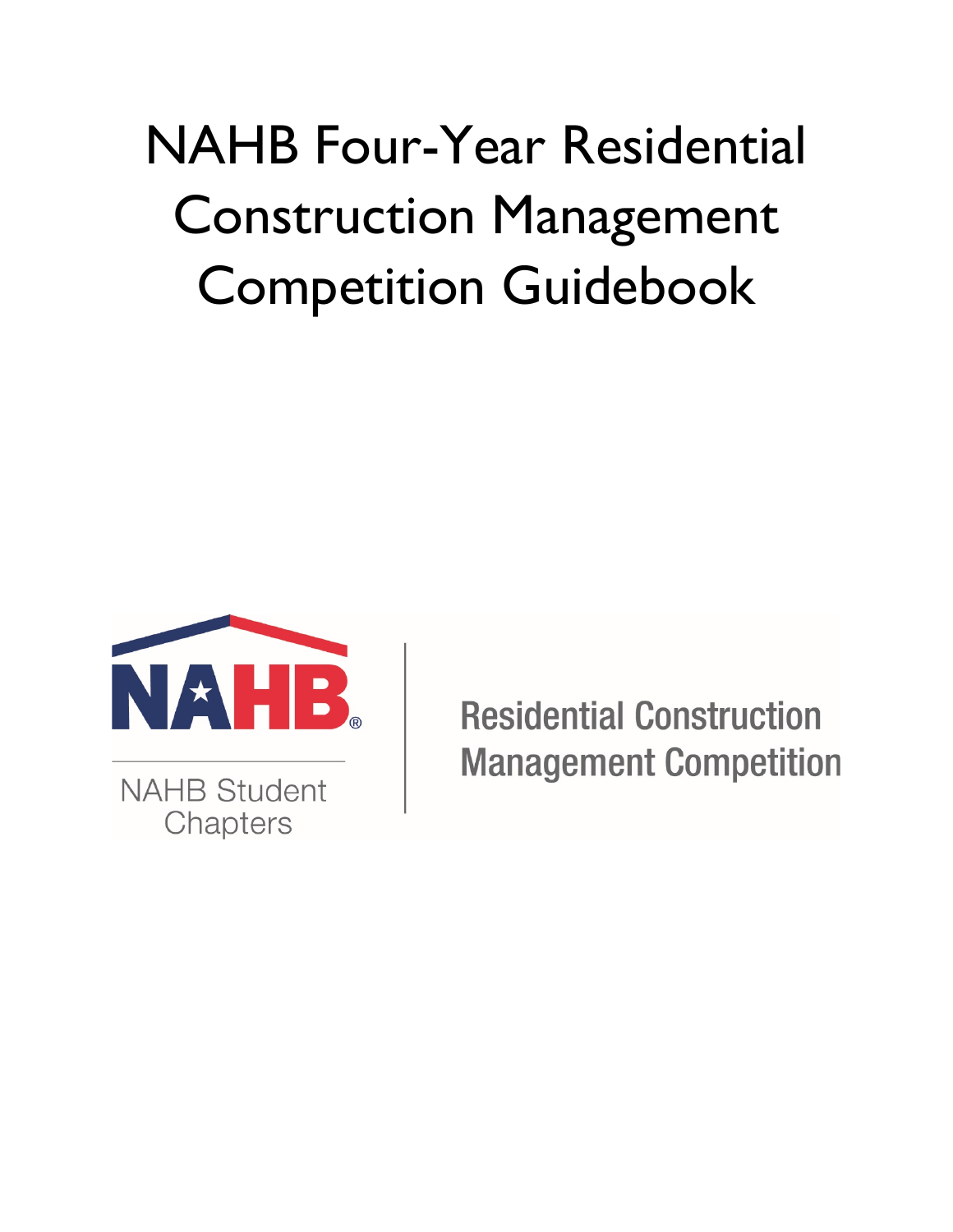# NAHB Four-Year Residential Construction Management Competition Guidebook

NAHB

NAHB Student Chapters

Residential Construction Management Competition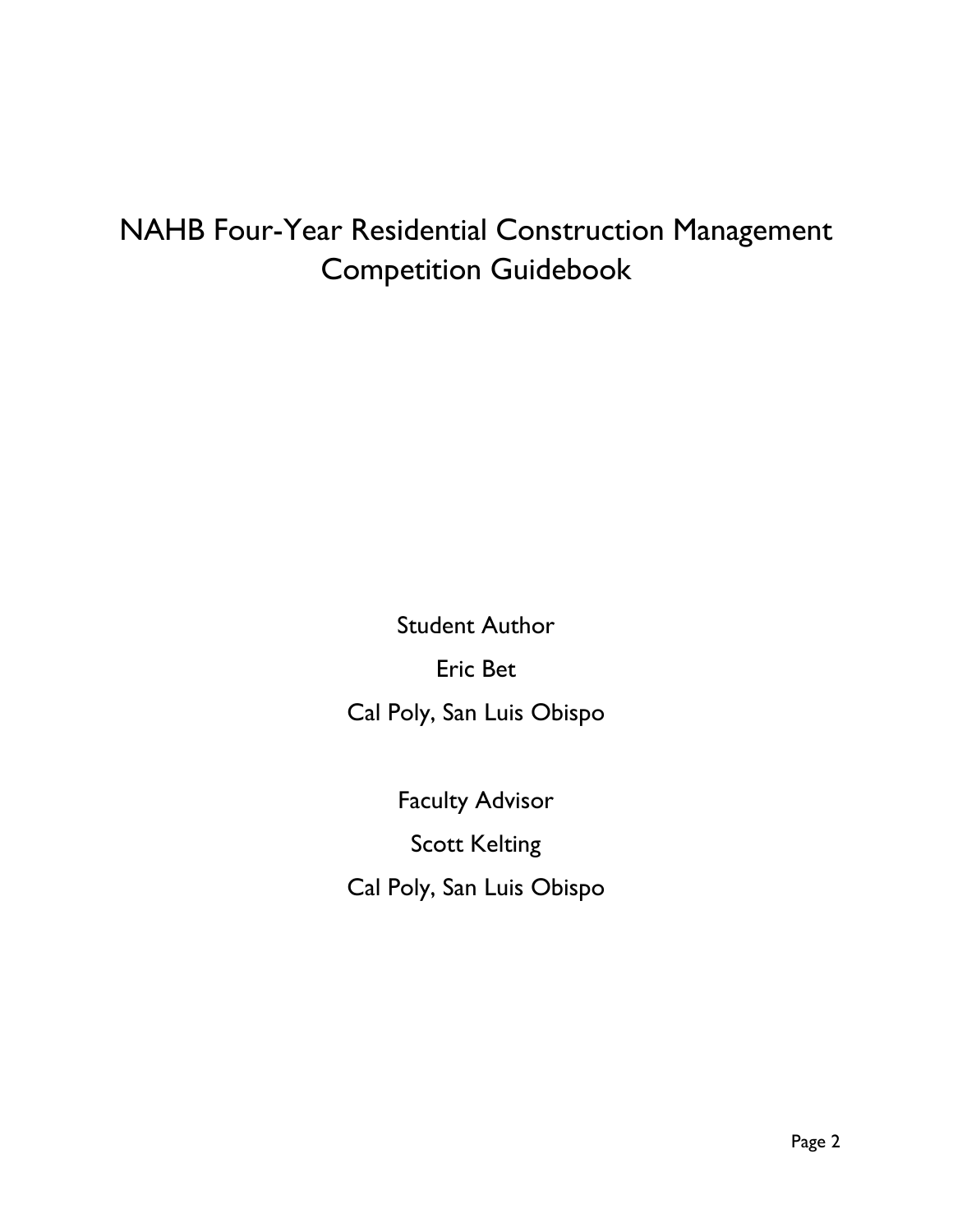# NAHB Four-Year Residential Construction Management Competition Guidebook

Student Author

Eric Bet

Cal Poly, San Luis Obispo

Faculty Advisor

Scott Kelting

Cal Poly, San Luis Obispo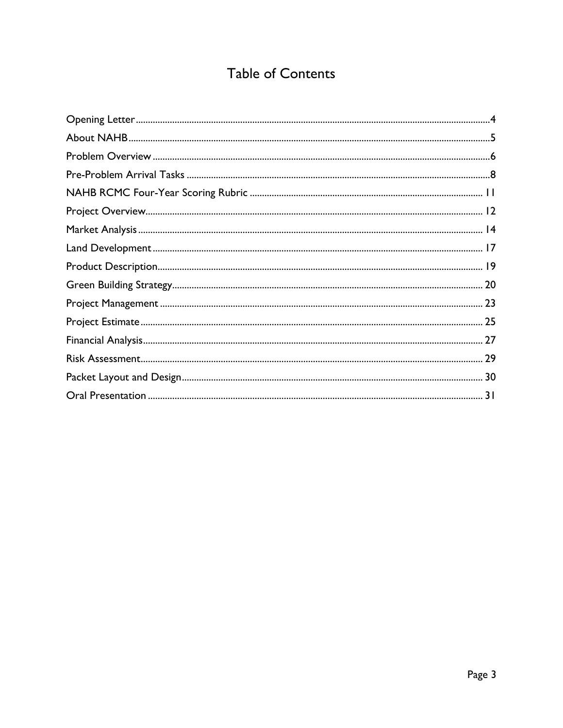# Table of Contents

Opening Letter....................4
About NAHB....................5
Problem Overview....................6
Pre-Problem Arrival Tasks....................8
NAHB RCMC Four-Year Scoring Rubric....................11
Project Overview....................12
Market Analysis....................14
Land Development....................17
Product Description....................19
Green Building Strategy....................20
Project Management....................23
Project Estimate....................25
Financial Analysis....................27
Risk Assessment....................29
Packet Layout and Design....................30
Oral Presentation....................31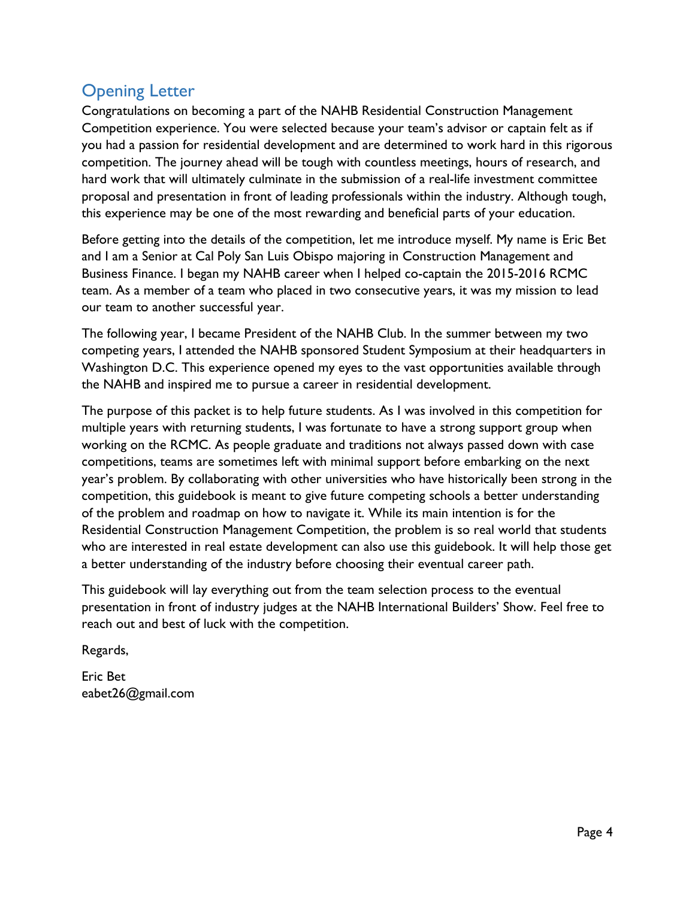## Opening Letter

Congratulations on becoming a part of the NAHB Residential Construction Management Competition experience. You were selected because your team's advisor or captain felt as if you had a passion for residential development and are determined to work hard in this rigorous competition. The journey ahead will be tough with countless meetings, hours of research, and hard work that will ultimately culminate in the submission of a real-life investment committee proposal and presentation in front of leading professionals within the industry. Although tough, this experience may be one of the most rewarding and beneficial parts of your education.

Before getting into the details of the competition, let me introduce myself. My name is Eric Bet and I am a Senior at Cal Poly San Luis Obispo majoring in Construction Management and Business Finance. I began my NAHB career when I helped co-captain the 2015-2016 RCMC team. As a member of a team who placed in two consecutive years, it was my mission to lead our team to another successful year.

The following year, I became President of the NAHB Club. In the summer between my two competing years, I attended the NAHB sponsored Student Symposium at their headquarters in Washington D.C. This experience opened my eyes to the vast opportunities available through the NAHB and inspired me to pursue a career in residential development.

The purpose of this packet is to help future students. As I was involved in this competition for multiple years with returning students, I was fortunate to have a strong support group when working on the RCMC. As people graduate and traditions not always passed down with case competitions, teams are sometimes left with minimal support before embarking on the next year's problem. By collaborating with other universities who have historically been strong in the competition, this guidebook is meant to give future competing schools a better understanding of the problem and roadmap on how to navigate it. While its main intention is for the Residential Construction Management Competition, the problem is so real world that students who are interested in real estate development can also use this guidebook. It will help those get a better understanding of the industry before choosing their eventual career path.

This guidebook will lay everything out from the team selection process to the eventual presentation in front of industry judges at the NAHB International Builders' Show. Feel free to reach out and best of luck with the competition.

Regards,

Eric Bet
eabet26@gmail.com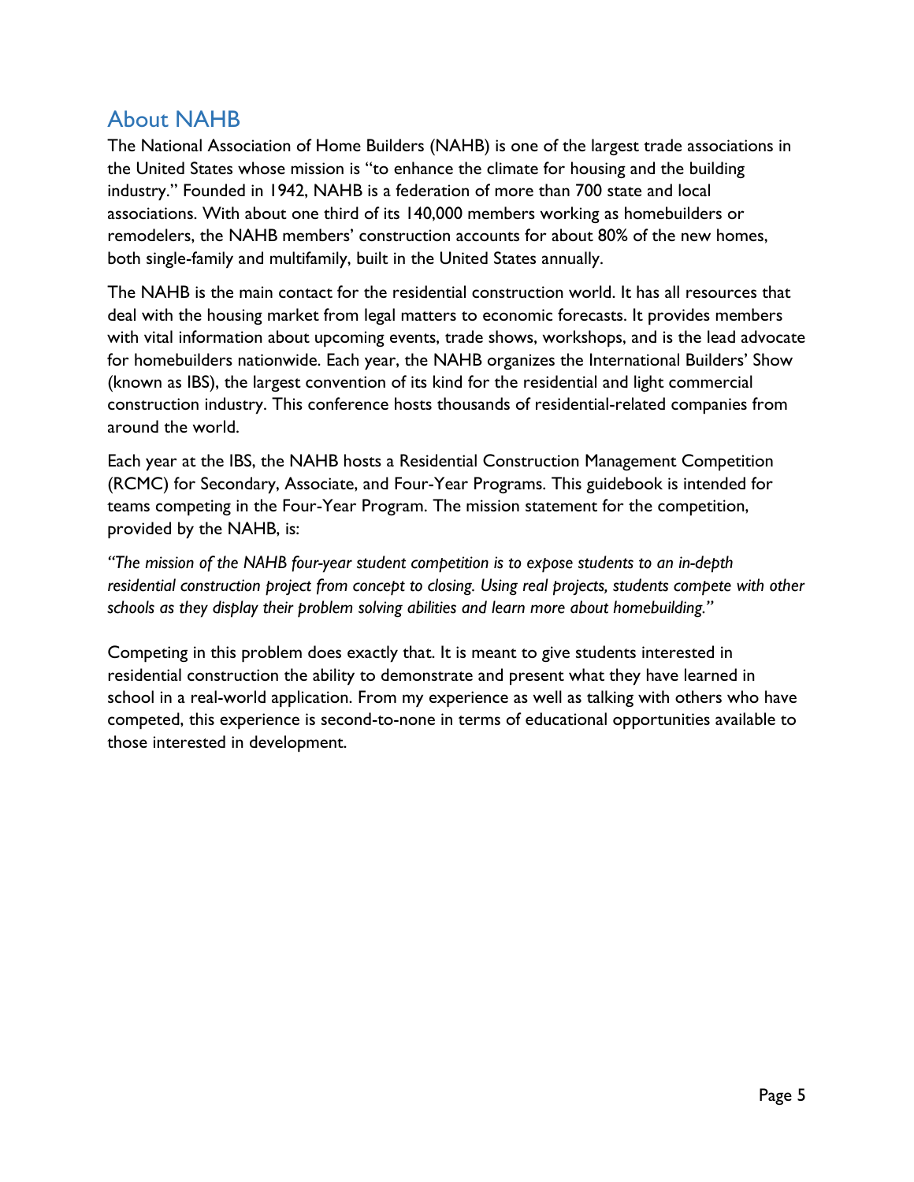## About NAHB

The National Association of Home Builders (NAHB) is one of the largest trade associations in the United States whose mission is "to enhance the climate for housing and the building industry." Founded in 1942, NAHB is a federation of more than 700 state and local associations. With about one third of its 140,000 members working as homebuilders or remodelers, the NAHB members' construction accounts for about 80% of the new homes, both single-family and multifamily, built in the United States annually.

The NAHB is the main contact for the residential construction world. It has all resources that deal with the housing market from legal matters to economic forecasts. It provides members with vital information about upcoming events, trade shows, workshops, and is the lead advocate for homebuilders nationwide. Each year, the NAHB organizes the International Builders' Show (known as IBS), the largest convention of its kind for the residential and light commercial construction industry. This conference hosts thousands of residential-related companies from around the world.

Each year at the IBS, the NAHB hosts a Residential Construction Management Competition (RCMC) for Secondary, Associate, and Four-Year Programs. This guidebook is intended for teams competing in the Four-Year Program. The mission statement for the competition, provided by the NAHB, is:

*"The mission of the NAHB four-year student competition is to expose students to an in-depth residential construction project from concept to closing. Using real projects, students compete with other schools as they display their problem solving abilities and learn more about homebuilding."*

Competing in this problem does exactly that. It is meant to give students interested in residential construction the ability to demonstrate and present what they have learned in school in a real-world application. From my experience as well as talking with others who have competed, this experience is second-to-none in terms of educational opportunities available to those interested in development.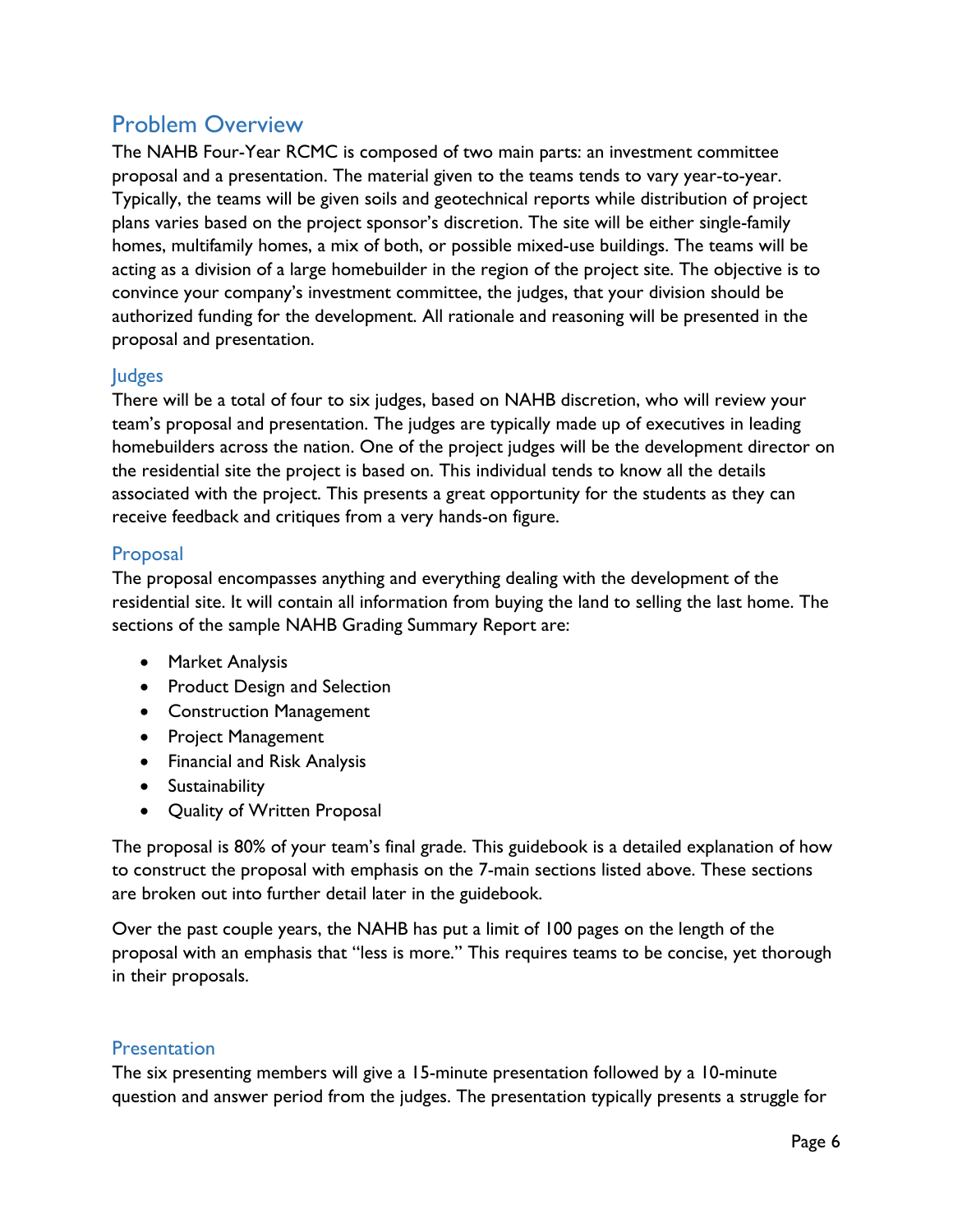## Problem Overview

The NAHB Four-Year RCMC is composed of two main parts: an investment committee proposal and a presentation. The material given to the teams tends to vary year-to-year. Typically, the teams will be given soils and geotechnical reports while distribution of project plans varies based on the project sponsor's discretion. The site will be either single-family homes, multifamily homes, a mix of both, or possible mixed-use buildings. The teams will be acting as a division of a large homebuilder in the region of the project site. The objective is to convince your company's investment committee, the judges, that your division should be authorized funding for the development. All rationale and reasoning will be presented in the proposal and presentation.

### Judges

There will be a total of four to six judges, based on NAHB discretion, who will review your team's proposal and presentation. The judges are typically made up of executives in leading homebuilders across the nation. One of the project judges will be the development director on the residential site the project is based on. This individual tends to know all the details associated with the project. This presents a great opportunity for the students as they can receive feedback and critiques from a very hands-on figure.

### Proposal

The proposal encompasses anything and everything dealing with the development of the residential site. It will contain all information from buying the land to selling the last home. The sections of the sample NAHB Grading Summary Report are:

- Market Analysis
- Product Design and Selection
- Construction Management
- Project Management
- Financial and Risk Analysis
- Sustainability
- Quality of Written Proposal

The proposal is 80% of your team's final grade. This guidebook is a detailed explanation of how to construct the proposal with emphasis on the 7-main sections listed above. These sections are broken out into further detail later in the guidebook.

Over the past couple years, the NAHB has put a limit of 100 pages on the length of the proposal with an emphasis that "less is more." This requires teams to be concise, yet thorough in their proposals.

### Presentation

The six presenting members will give a 15-minute presentation followed by a 10-minute question and answer period from the judges. The presentation typically presents a struggle for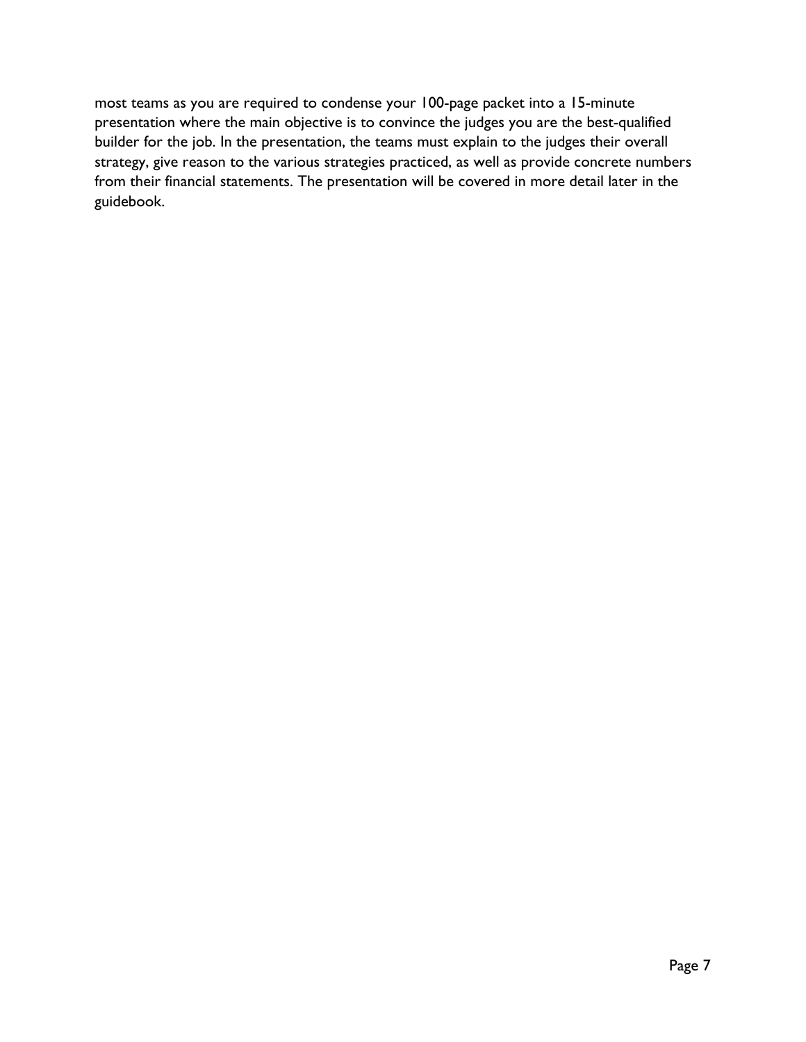most teams as you are required to condense your 100-page packet into a 15-minute presentation where the main objective is to convince the judges you are the best-qualified builder for the job. In the presentation, the teams must explain to the judges their overall strategy, give reason to the various strategies practiced, as well as provide concrete numbers from their financial statements. The presentation will be covered in more detail later in the guidebook.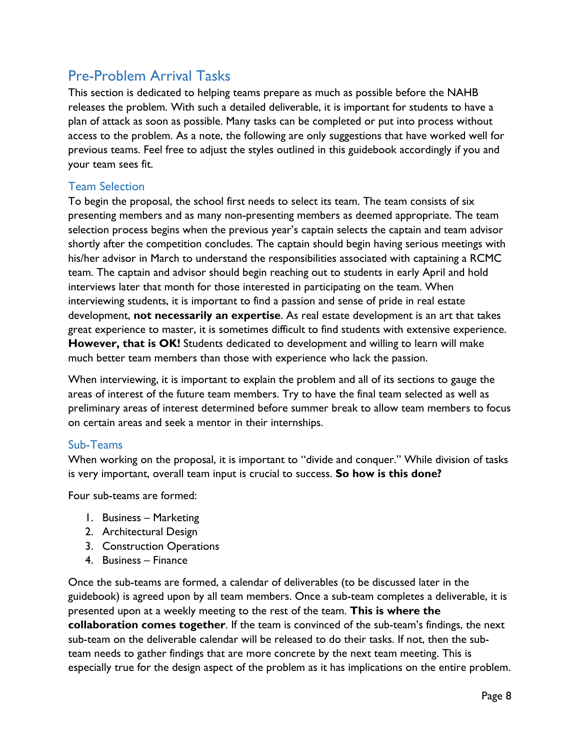## Pre-Problem Arrival Tasks

This section is dedicated to helping teams prepare as much as possible before the NAHB releases the problem. With such a detailed deliverable, it is important for students to have a plan of attack as soon as possible. Many tasks can be completed or put into process without access to the problem. As a note, the following are only suggestions that have worked well for previous teams. Feel free to adjust the styles outlined in this guidebook accordingly if you and your team sees fit.

### Team Selection

To begin the proposal, the school first needs to select its team. The team consists of six presenting members and as many non-presenting members as deemed appropriate. The team selection process begins when the previous year's captain selects the captain and team advisor shortly after the competition concludes. The captain should begin having serious meetings with his/her advisor in March to understand the responsibilities associated with captaining a RCMC team. The captain and advisor should begin reaching out to students in early April and hold interviews later that month for those interested in participating on the team. When interviewing students, it is important to find a passion and sense of pride in real estate development, **not necessarily an expertise**. As real estate development is an art that takes great experience to master, it is sometimes difficult to find students with extensive experience. **However, that is OK!** Students dedicated to development and willing to learn will make much better team members than those with experience who lack the passion.

When interviewing, it is important to explain the problem and all of its sections to gauge the areas of interest of the future team members. Try to have the final team selected as well as preliminary areas of interest determined before summer break to allow team members to focus on certain areas and seek a mentor in their internships.

### Sub-Teams

When working on the proposal, it is important to "divide and conquer." While division of tasks is very important, overall team input is crucial to success. **So how is this done?**

Four sub-teams are formed:

1. Business – Marketing
2. Architectural Design
3. Construction Operations
4. Business – Finance

Once the sub-teams are formed, a calendar of deliverables (to be discussed later in the guidebook) is agreed upon by all team members. Once a sub-team completes a deliverable, it is presented upon at a weekly meeting to the rest of the team. **This is where the collaboration comes together**. If the team is convinced of the sub-team's findings, the next sub-team on the deliverable calendar will be released to do their tasks. If not, then the sub-team needs to gather findings that are more concrete by the next team meeting. This is especially true for the design aspect of the problem as it has implications on the entire problem.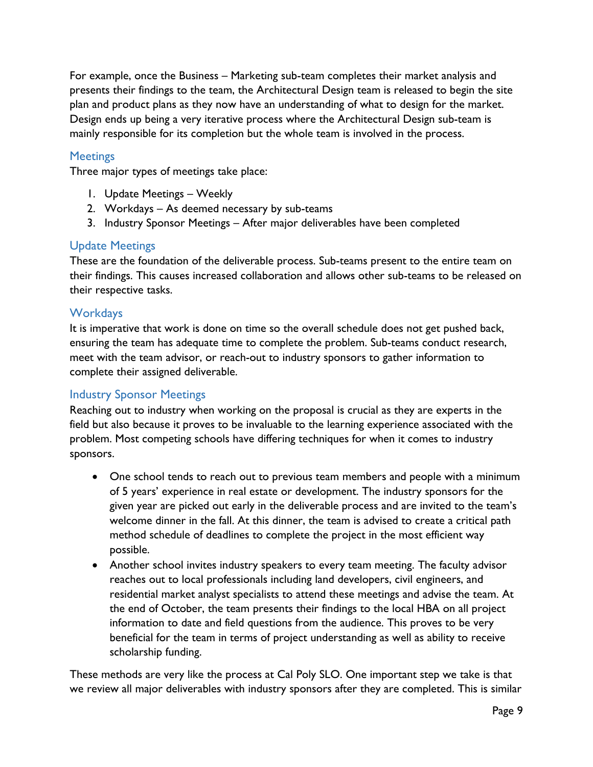For example, once the Business – Marketing sub-team completes their market analysis and presents their findings to the team, the Architectural Design team is released to begin the site plan and product plans as they now have an understanding of what to design for the market. Design ends up being a very iterative process where the Architectural Design sub-team is mainly responsible for its completion but the whole team is involved in the process.

### Meetings

Three major types of meetings take place:

1. Update Meetings – Weekly
2. Workdays – As deemed necessary by sub-teams
3. Industry Sponsor Meetings – After major deliverables have been completed

### Update Meetings

These are the foundation of the deliverable process. Sub-teams present to the entire team on their findings. This causes increased collaboration and allows other sub-teams to be released on their respective tasks.

### Workdays

It is imperative that work is done on time so the overall schedule does not get pushed back, ensuring the team has adequate time to complete the problem. Sub-teams conduct research, meet with the team advisor, or reach-out to industry sponsors to gather information to complete their assigned deliverable.

### Industry Sponsor Meetings

Reaching out to industry when working on the proposal is crucial as they are experts in the field but also because it proves to be invaluable to the learning experience associated with the problem. Most competing schools have differing techniques for when it comes to industry sponsors.

- One school tends to reach out to previous team members and people with a minimum of 5 years' experience in real estate or development. The industry sponsors for the given year are picked out early in the deliverable process and are invited to the team's welcome dinner in the fall. At this dinner, the team is advised to create a critical path method schedule of deadlines to complete the project in the most efficient way possible.
- Another school invites industry speakers to every team meeting. The faculty advisor reaches out to local professionals including land developers, civil engineers, and residential market analyst specialists to attend these meetings and advise the team. At the end of October, the team presents their findings to the local HBA on all project information to date and field questions from the audience. This proves to be very beneficial for the team in terms of project understanding as well as ability to receive scholarship funding.

These methods are very like the process at Cal Poly SLO. One important step we take is that we review all major deliverables with industry sponsors after they are completed. This is similar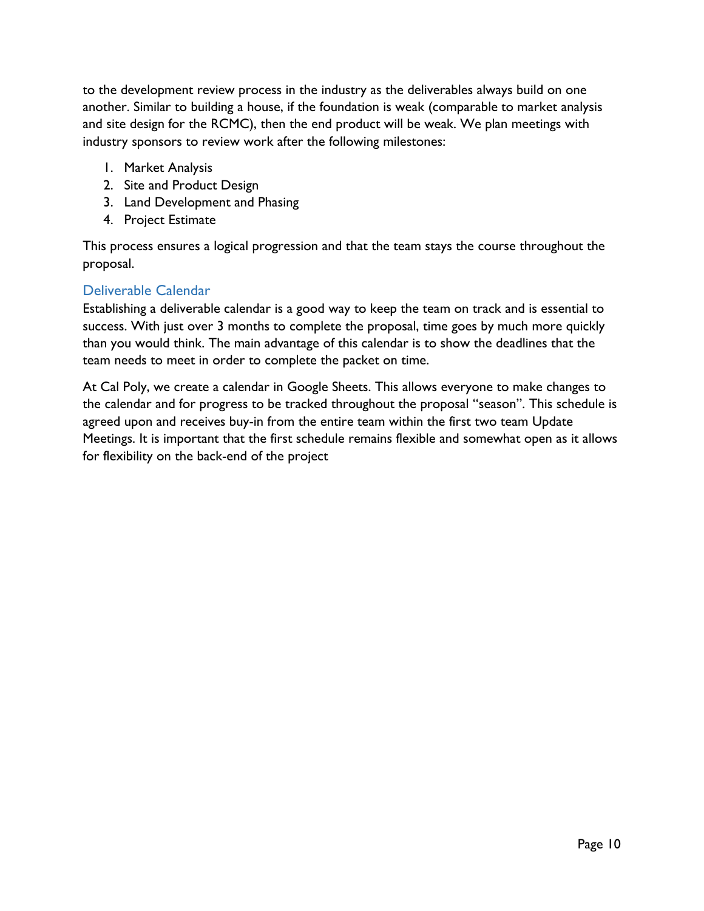to the development review process in the industry as the deliverables always build on one another. Similar to building a house, if the foundation is weak (comparable to market analysis and site design for the RCMC), then the end product will be weak. We plan meetings with industry sponsors to review work after the following milestones:

1. Market Analysis
2. Site and Product Design
3. Land Development and Phasing
4. Project Estimate

This process ensures a logical progression and that the team stays the course throughout the proposal.

## Deliverable Calendar

Establishing a deliverable calendar is a good way to keep the team on track and is essential to success. With just over 3 months to complete the proposal, time goes by much more quickly than you would think. The main advantage of this calendar is to show the deadlines that the team needs to meet in order to complete the packet on time.

At Cal Poly, we create a calendar in Google Sheets. This allows everyone to make changes to the calendar and for progress to be tracked throughout the proposal "season". This schedule is agreed upon and receives buy-in from the entire team within the first two team Update Meetings. It is important that the first schedule remains flexible and somewhat open as it allows for flexibility on the back-end of the project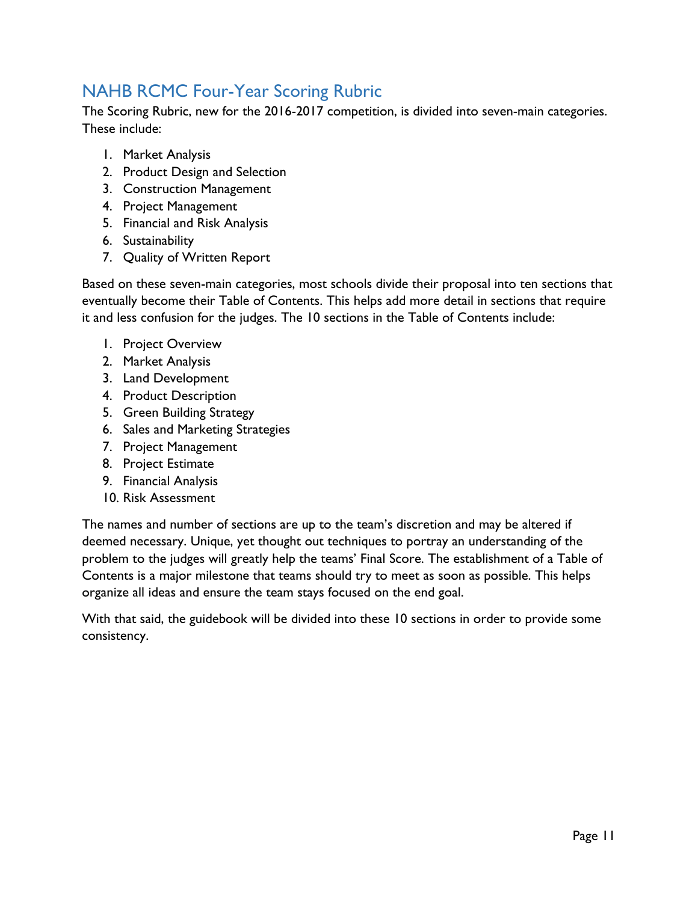## NAHB RCMC Four-Year Scoring Rubric

The Scoring Rubric, new for the 2016-2017 competition, is divided into seven-main categories. These include:

1. Market Analysis
2. Product Design and Selection
3. Construction Management
4. Project Management
5. Financial and Risk Analysis
6. Sustainability
7. Quality of Written Report

Based on these seven-main categories, most schools divide their proposal into ten sections that eventually become their Table of Contents. This helps add more detail in sections that require it and less confusion for the judges. The 10 sections in the Table of Contents include:

1. Project Overview
2. Market Analysis
3. Land Development
4. Product Description
5. Green Building Strategy
6. Sales and Marketing Strategies
7. Project Management
8. Project Estimate
9. Financial Analysis
10. Risk Assessment

The names and number of sections are up to the team's discretion and may be altered if deemed necessary. Unique, yet thought out techniques to portray an understanding of the problem to the judges will greatly help the teams' Final Score. The establishment of a Table of Contents is a major milestone that teams should try to meet as soon as possible. This helps organize all ideas and ensure the team stays focused on the end goal.

With that said, the guidebook will be divided into these 10 sections in order to provide some consistency.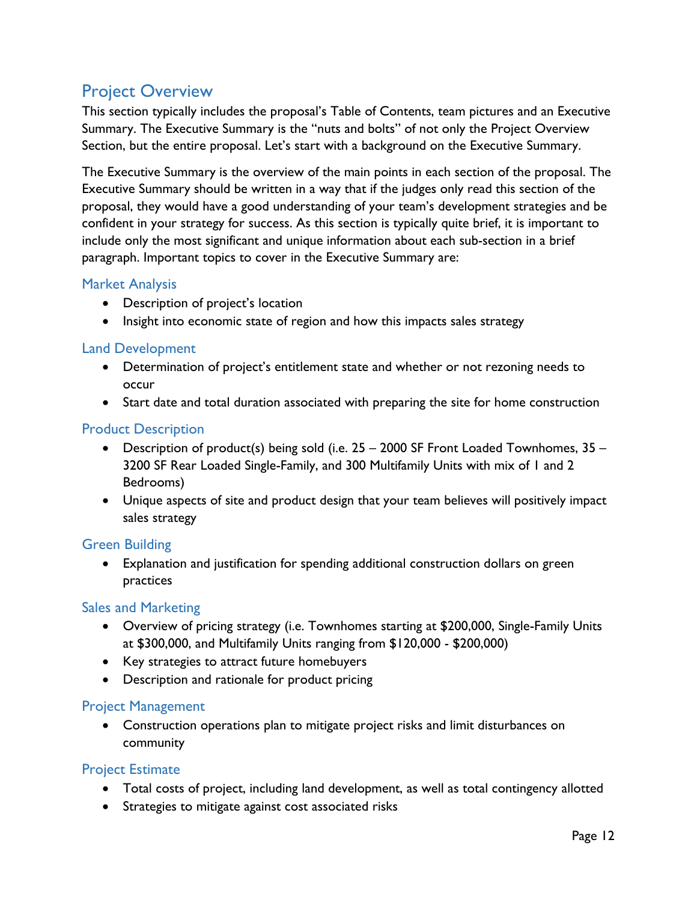## Project Overview

This section typically includes the proposal's Table of Contents, team pictures and an Executive Summary. The Executive Summary is the "nuts and bolts" of not only the Project Overview Section, but the entire proposal. Let's start with a background on the Executive Summary.

The Executive Summary is the overview of the main points in each section of the proposal. The Executive Summary should be written in a way that if the judges only read this section of the proposal, they would have a good understanding of your team's development strategies and be confident in your strategy for success. As this section is typically quite brief, it is important to include only the most significant and unique information about each sub-section in a brief paragraph. Important topics to cover in the Executive Summary are:

### Market Analysis

- Description of project's location
- Insight into economic state of region and how this impacts sales strategy

### Land Development

- Determination of project's entitlement state and whether or not rezoning needs to occur
- Start date and total duration associated with preparing the site for home construction

### Product Description

- Description of product(s) being sold (i.e. 25 – 2000 SF Front Loaded Townhomes, 35 – 3200 SF Rear Loaded Single-Family, and 300 Multifamily Units with mix of 1 and 2 Bedrooms)
- Unique aspects of site and product design that your team believes will positively impact sales strategy

### Green Building

- Explanation and justification for spending additional construction dollars on green practices

### Sales and Marketing

- Overview of pricing strategy (i.e. Townhomes starting at $200,000, Single-Family Units at $300,000, and Multifamily Units ranging from $120,000 - $200,000)
- Key strategies to attract future homebuyers
- Description and rationale for product pricing

### Project Management

- Construction operations plan to mitigate project risks and limit disturbances on community

### Project Estimate

- Total costs of project, including land development, as well as total contingency allotted
- Strategies to mitigate against cost associated risks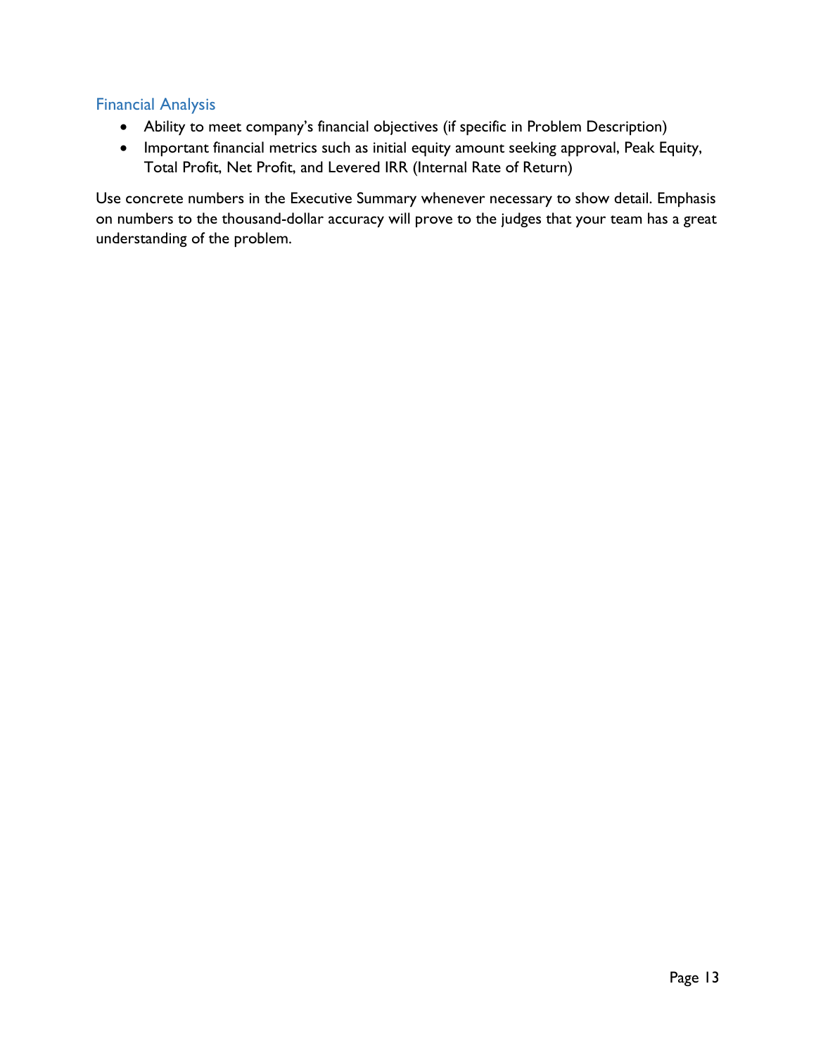### Financial Analysis

- Ability to meet company's financial objectives (if specific in Problem Description)
- Important financial metrics such as initial equity amount seeking approval, Peak Equity, Total Profit, Net Profit, and Levered IRR (Internal Rate of Return)

Use concrete numbers in the Executive Summary whenever necessary to show detail. Emphasis on numbers to the thousand-dollar accuracy will prove to the judges that your team has a great understanding of the problem.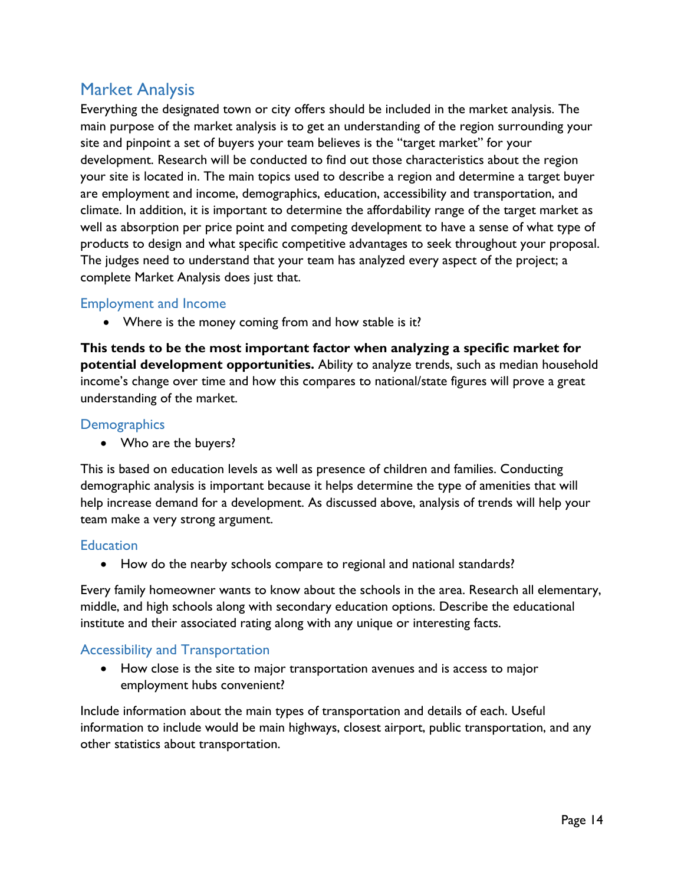## Market Analysis

Everything the designated town or city offers should be included in the market analysis. The main purpose of the market analysis is to get an understanding of the region surrounding your site and pinpoint a set of buyers your team believes is the "target market" for your development. Research will be conducted to find out those characteristics about the region your site is located in. The main topics used to describe a region and determine a target buyer are employment and income, demographics, education, accessibility and transportation, and climate. In addition, it is important to determine the affordability range of the target market as well as absorption per price point and competing development to have a sense of what type of products to design and what specific competitive advantages to seek throughout your proposal. The judges need to understand that your team has analyzed every aspect of the project; a complete Market Analysis does just that.

### Employment and Income

- Where is the money coming from and how stable is it?

**This tends to be the most important factor when analyzing a specific market for potential development opportunities.** Ability to analyze trends, such as median household income's change over time and how this compares to national/state figures will prove a great understanding of the market.

### Demographics

- Who are the buyers?

This is based on education levels as well as presence of children and families. Conducting demographic analysis is important because it helps determine the type of amenities that will help increase demand for a development. As discussed above, analysis of trends will help your team make a very strong argument.

### Education

- How do the nearby schools compare to regional and national standards?

Every family homeowner wants to know about the schools in the area. Research all elementary, middle, and high schools along with secondary education options. Describe the educational institute and their associated rating along with any unique or interesting facts.

### Accessibility and Transportation

- How close is the site to major transportation avenues and is access to major employment hubs convenient?

Include information about the main types of transportation and details of each. Useful information to include would be main highways, closest airport, public transportation, and any other statistics about transportation.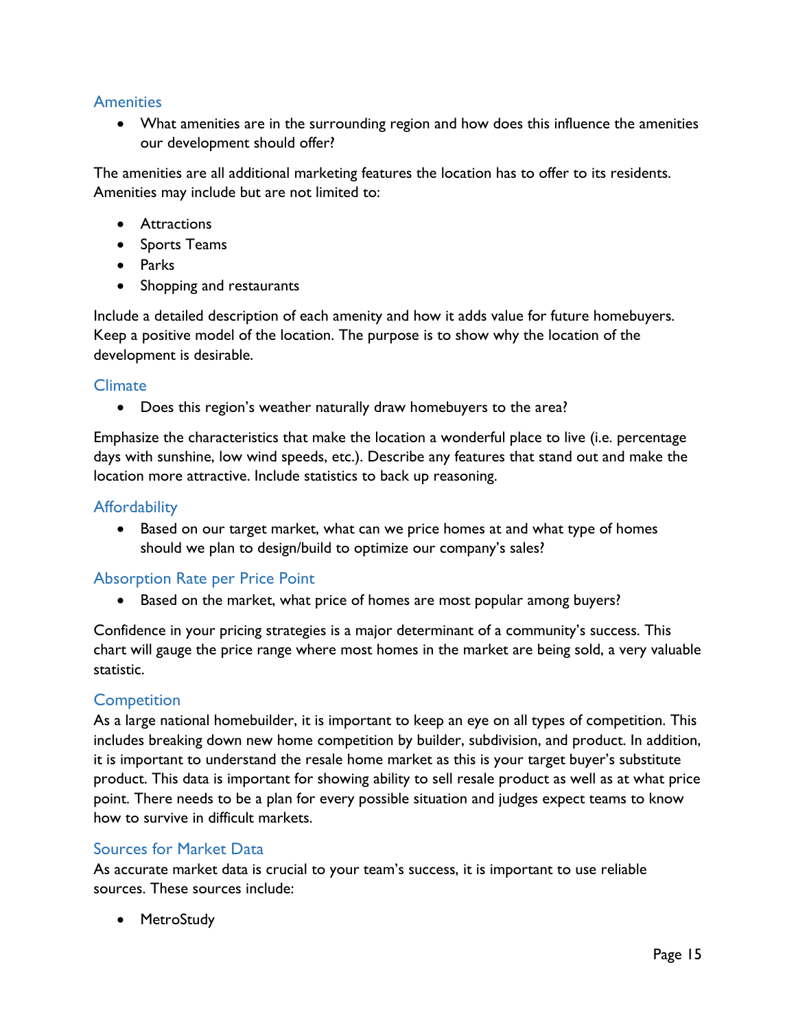### Amenities

- What amenities are in the surrounding region and how does this influence the amenities our development should offer?

The amenities are all additional marketing features the location has to offer to its residents. Amenities may include but are not limited to:

- Attractions
- Sports Teams
- Parks
- Shopping and restaurants

Include a detailed description of each amenity and how it adds value for future homebuyers. Keep a positive model of the location. The purpose is to show why the location of the development is desirable.

### Climate

- Does this region's weather naturally draw homebuyers to the area?

Emphasize the characteristics that make the location a wonderful place to live (i.e. percentage days with sunshine, low wind speeds, etc.). Describe any features that stand out and make the location more attractive. Include statistics to back up reasoning.

### Affordability

- Based on our target market, what can we price homes at and what type of homes should we plan to design/build to optimize our company's sales?

### Absorption Rate per Price Point

- Based on the market, what price of homes are most popular among buyers?

Confidence in your pricing strategies is a major determinant of a community's success. This chart will gauge the price range where most homes in the market are being sold, a very valuable statistic.

### Competition

As a large national homebuilder, it is important to keep an eye on all types of competition. This includes breaking down new home competition by builder, subdivision, and product. In addition, it is important to understand the resale home market as this is your target buyer's substitute product. This data is important for showing ability to sell resale product as well as at what price point. There needs to be a plan for every possible situation and judges expect teams to know how to survive in difficult markets.

### Sources for Market Data

As accurate market data is crucial to your team's success, it is important to use reliable sources. These sources include:

- MetroStudy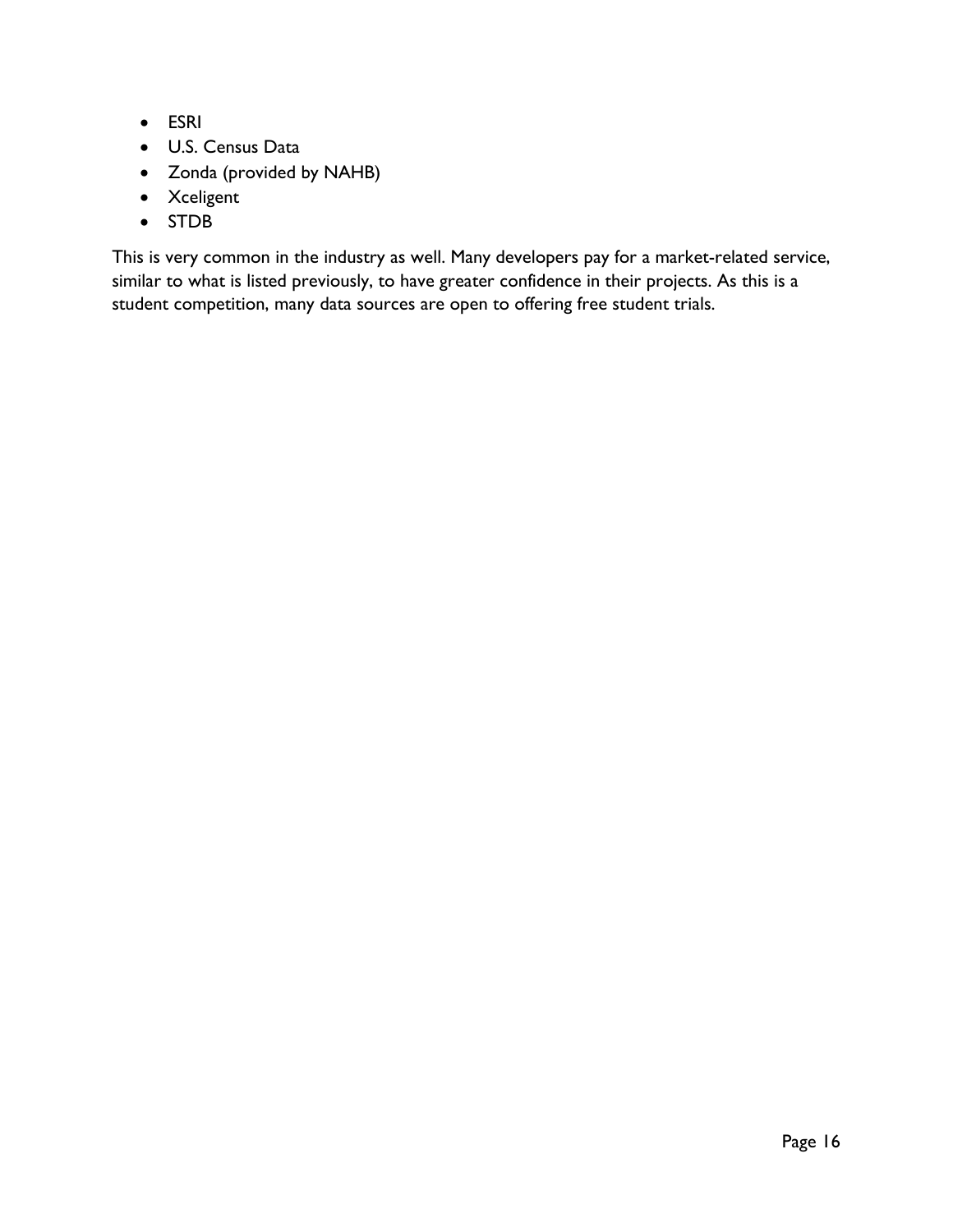- ESRI
- U.S. Census Data
- Zonda (provided by NAHB)
- Xceligent
- STDB

This is very common in the industry as well. Many developers pay for a market-related service, similar to what is listed previously, to have greater confidence in their projects. As this is a student competition, many data sources are open to offering free student trials.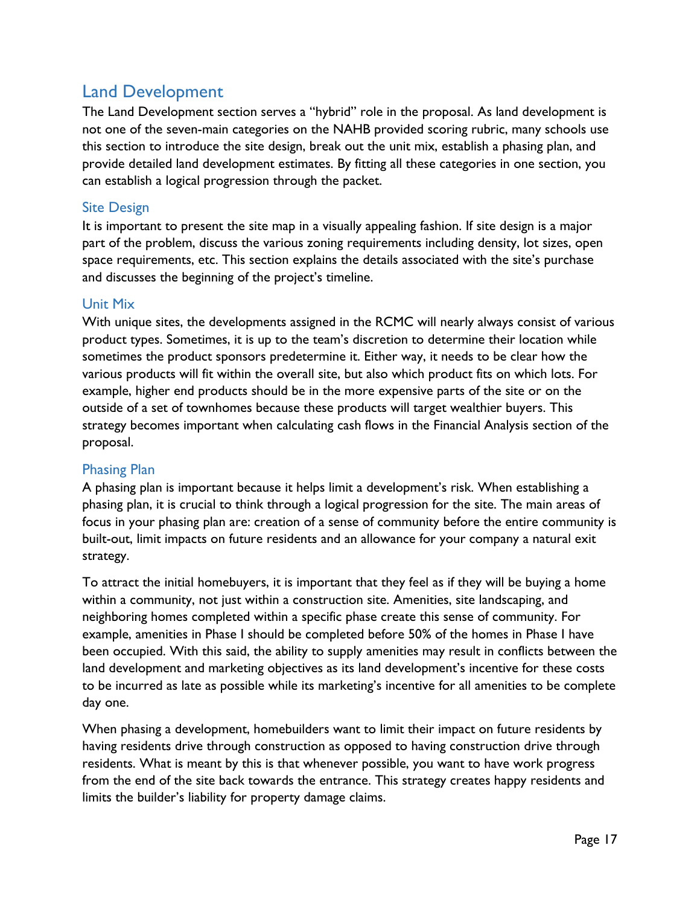## Land Development

The Land Development section serves a "hybrid" role in the proposal. As land development is not one of the seven-main categories on the NAHB provided scoring rubric, many schools use this section to introduce the site design, break out the unit mix, establish a phasing plan, and provide detailed land development estimates. By fitting all these categories in one section, you can establish a logical progression through the packet.

### Site Design

It is important to present the site map in a visually appealing fashion. If site design is a major part of the problem, discuss the various zoning requirements including density, lot sizes, open space requirements, etc. This section explains the details associated with the site's purchase and discusses the beginning of the project's timeline.

### Unit Mix

With unique sites, the developments assigned in the RCMC will nearly always consist of various product types. Sometimes, it is up to the team's discretion to determine their location while sometimes the product sponsors predetermine it. Either way, it needs to be clear how the various products will fit within the overall site, but also which product fits on which lots. For example, higher end products should be in the more expensive parts of the site or on the outside of a set of townhomes because these products will target wealthier buyers. This strategy becomes important when calculating cash flows in the Financial Analysis section of the proposal.

### Phasing Plan

A phasing plan is important because it helps limit a development's risk. When establishing a phasing plan, it is crucial to think through a logical progression for the site. The main areas of focus in your phasing plan are: creation of a sense of community before the entire community is built-out, limit impacts on future residents and an allowance for your company a natural exit strategy.

To attract the initial homebuyers, it is important that they feel as if they will be buying a home within a community, not just within a construction site. Amenities, site landscaping, and neighboring homes completed within a specific phase create this sense of community. For example, amenities in Phase I should be completed before 50% of the homes in Phase I have been occupied. With this said, the ability to supply amenities may result in conflicts between the land development and marketing objectives as its land development's incentive for these costs to be incurred as late as possible while its marketing's incentive for all amenities to be complete day one.

When phasing a development, homebuilders want to limit their impact on future residents by having residents drive through construction as opposed to having construction drive through residents. What is meant by this is that whenever possible, you want to have work progress from the end of the site back towards the entrance. This strategy creates happy residents and limits the builder's liability for property damage claims.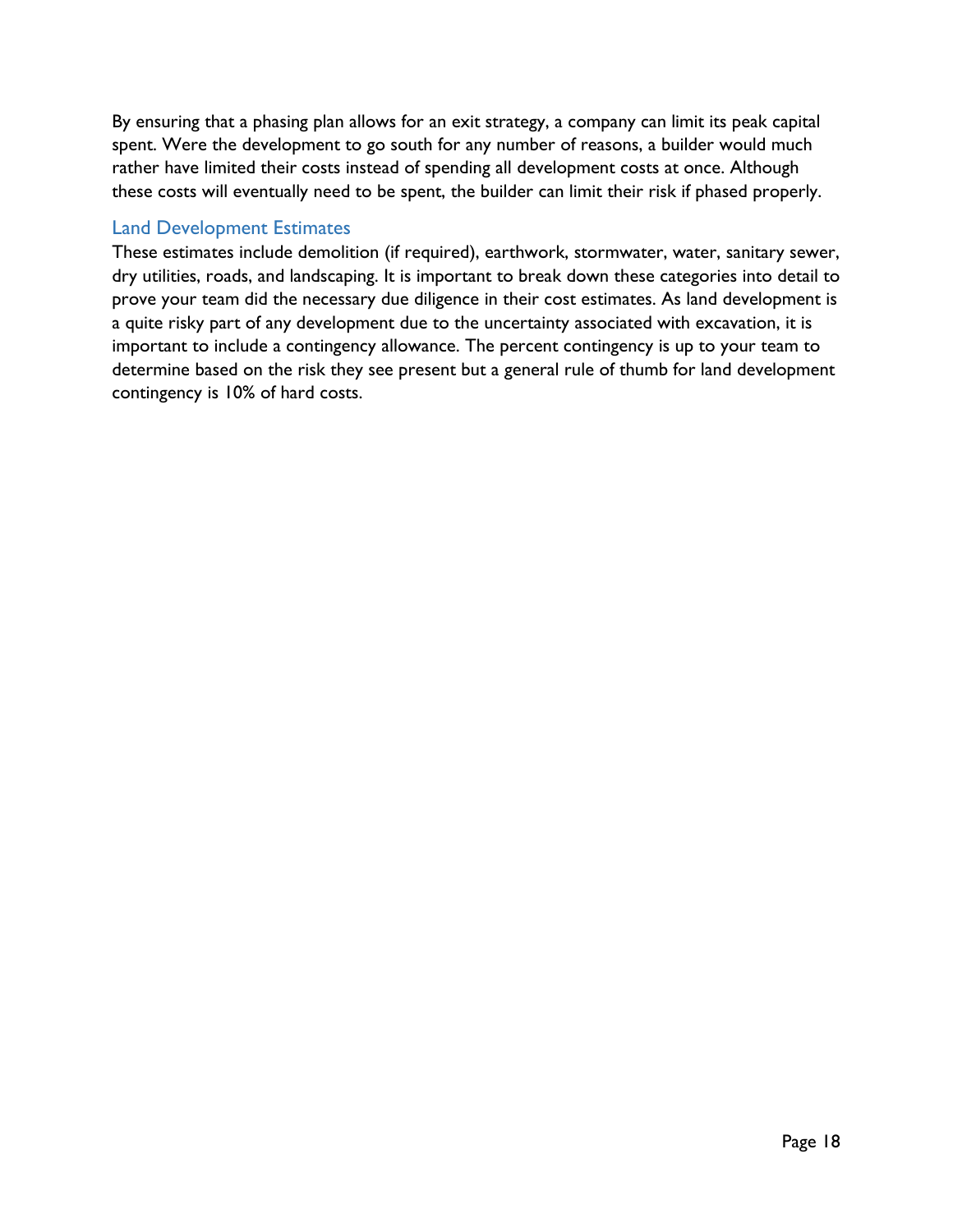By ensuring that a phasing plan allows for an exit strategy, a company can limit its peak capital spent. Were the development to go south for any number of reasons, a builder would much rather have limited their costs instead of spending all development costs at once. Although these costs will eventually need to be spent, the builder can limit their risk if phased properly.

### Land Development Estimates

These estimates include demolition (if required), earthwork, stormwater, water, sanitary sewer, dry utilities, roads, and landscaping. It is important to break down these categories into detail to prove your team did the necessary due diligence in their cost estimates. As land development is a quite risky part of any development due to the uncertainty associated with excavation, it is important to include a contingency allowance. The percent contingency is up to your team to determine based on the risk they see present but a general rule of thumb for land development contingency is 10% of hard costs.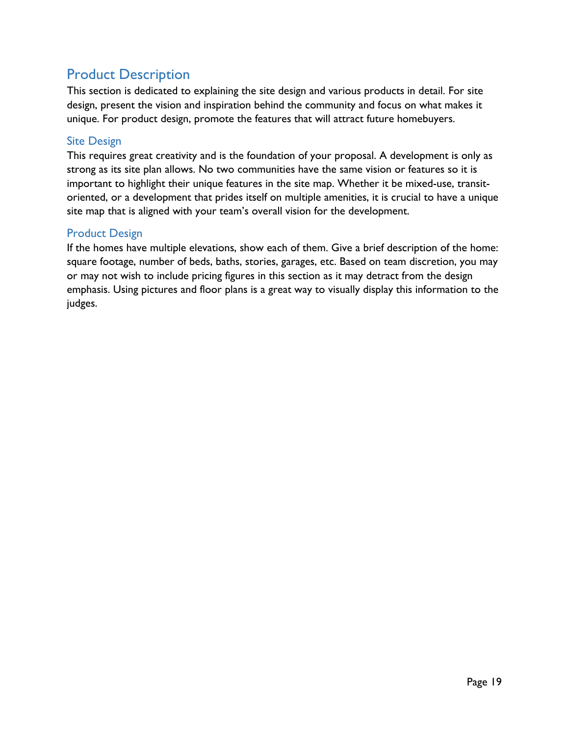## Product Description

This section is dedicated to explaining the site design and various products in detail. For site design, present the vision and inspiration behind the community and focus on what makes it unique. For product design, promote the features that will attract future homebuyers.

### Site Design

This requires great creativity and is the foundation of your proposal. A development is only as strong as its site plan allows. No two communities have the same vision or features so it is important to highlight their unique features in the site map. Whether it be mixed-use, transit-oriented, or a development that prides itself on multiple amenities, it is crucial to have a unique site map that is aligned with your team's overall vision for the development.

### Product Design

If the homes have multiple elevations, show each of them. Give a brief description of the home: square footage, number of beds, baths, stories, garages, etc. Based on team discretion, you may or may not wish to include pricing figures in this section as it may detract from the design emphasis. Using pictures and floor plans is a great way to visually display this information to the judges.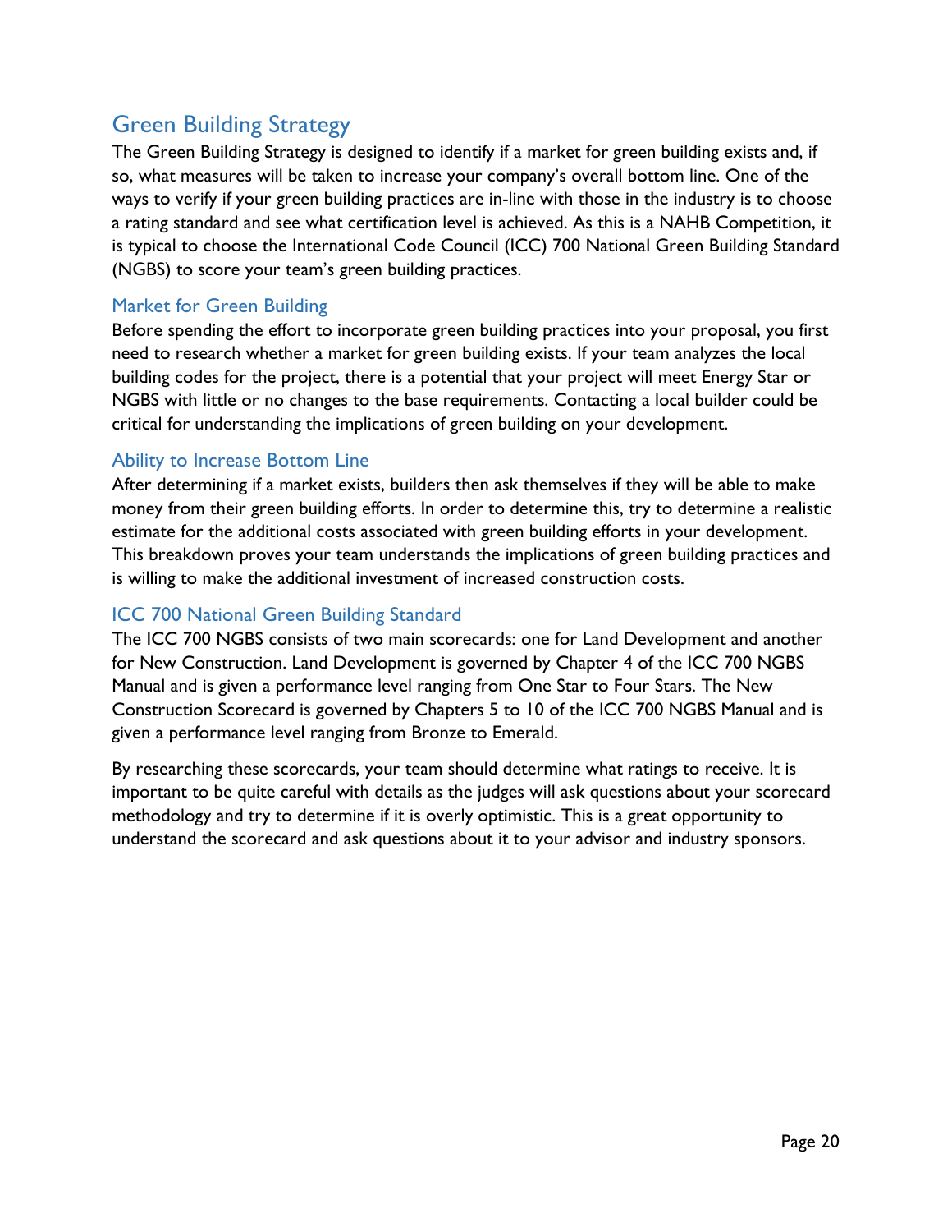## Green Building Strategy

The Green Building Strategy is designed to identify if a market for green building exists and, if so, what measures will be taken to increase your company's overall bottom line. One of the ways to verify if your green building practices are in-line with those in the industry is to choose a rating standard and see what certification level is achieved. As this is a NAHB Competition, it is typical to choose the International Code Council (ICC) 700 National Green Building Standard (NGBS) to score your team's green building practices.

### Market for Green Building

Before spending the effort to incorporate green building practices into your proposal, you first need to research whether a market for green building exists. If your team analyzes the local building codes for the project, there is a potential that your project will meet Energy Star or NGBS with little or no changes to the base requirements. Contacting a local builder could be critical for understanding the implications of green building on your development.

### Ability to Increase Bottom Line

After determining if a market exists, builders then ask themselves if they will be able to make money from their green building efforts. In order to determine this, try to determine a realistic estimate for the additional costs associated with green building efforts in your development. This breakdown proves your team understands the implications of green building practices and is willing to make the additional investment of increased construction costs.

### ICC 700 National Green Building Standard

The ICC 700 NGBS consists of two main scorecards: one for Land Development and another for New Construction. Land Development is governed by Chapter 4 of the ICC 700 NGBS Manual and is given a performance level ranging from One Star to Four Stars. The New Construction Scorecard is governed by Chapters 5 to 10 of the ICC 700 NGBS Manual and is given a performance level ranging from Bronze to Emerald.

By researching these scorecards, your team should determine what ratings to receive. It is important to be quite careful with details as the judges will ask questions about your scorecard methodology and try to determine if it is overly optimistic. This is a great opportunity to understand the scorecard and ask questions about it to your advisor and industry sponsors.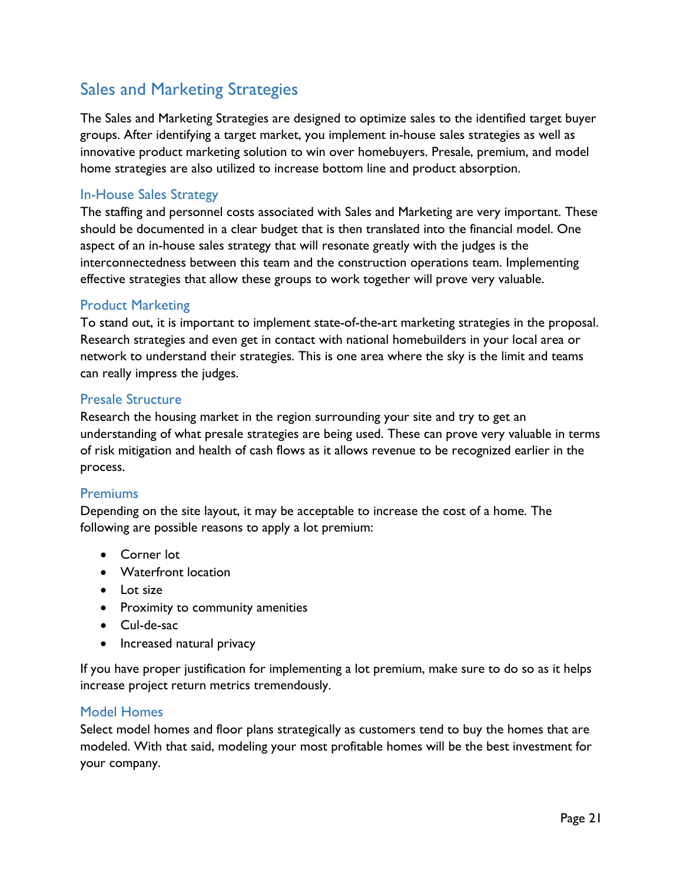## Sales and Marketing Strategies

The Sales and Marketing Strategies are designed to optimize sales to the identified target buyer groups. After identifying a target market, you implement in-house sales strategies as well as innovative product marketing solution to win over homebuyers. Presale, premium, and model home strategies are also utilized to increase bottom line and product absorption.

### In-House Sales Strategy

The staffing and personnel costs associated with Sales and Marketing are very important. These should be documented in a clear budget that is then translated into the financial model. One aspect of an in-house sales strategy that will resonate greatly with the judges is the interconnectedness between this team and the construction operations team. Implementing effective strategies that allow these groups to work together will prove very valuable.

### Product Marketing

To stand out, it is important to implement state-of-the-art marketing strategies in the proposal. Research strategies and even get in contact with national homebuilders in your local area or network to understand their strategies. This is one area where the sky is the limit and teams can really impress the judges.

### Presale Structure

Research the housing market in the region surrounding your site and try to get an understanding of what presale strategies are being used. These can prove very valuable in terms of risk mitigation and health of cash flows as it allows revenue to be recognized earlier in the process.

### Premiums

Depending on the site layout, it may be acceptable to increase the cost of a home. The following are possible reasons to apply a lot premium:

- Corner lot
- Waterfront location
- Lot size
- Proximity to community amenities
- Cul-de-sac
- Increased natural privacy

If you have proper justification for implementing a lot premium, make sure to do so as it helps increase project return metrics tremendously.

### Model Homes

Select model homes and floor plans strategically as customers tend to buy the homes that are modeled. With that said, modeling your most profitable homes will be the best investment for your company.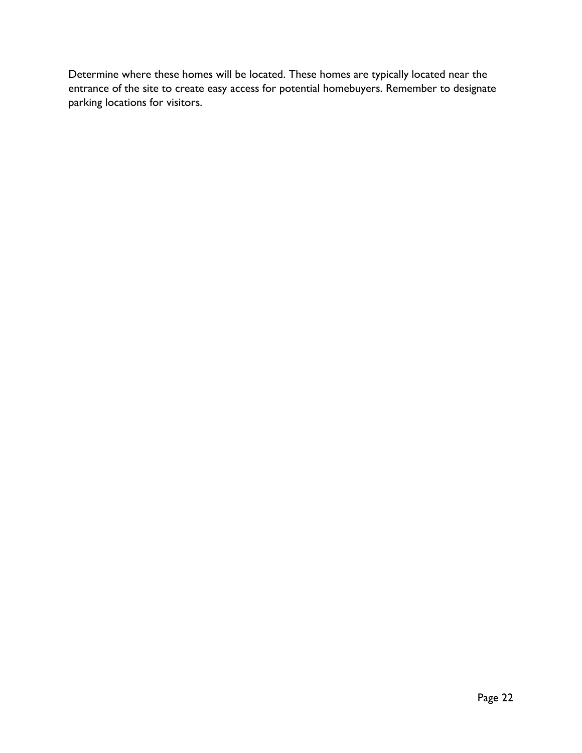Determine where these homes will be located. These homes are typically located near the entrance of the site to create easy access for potential homebuyers. Remember to designate parking locations for visitors.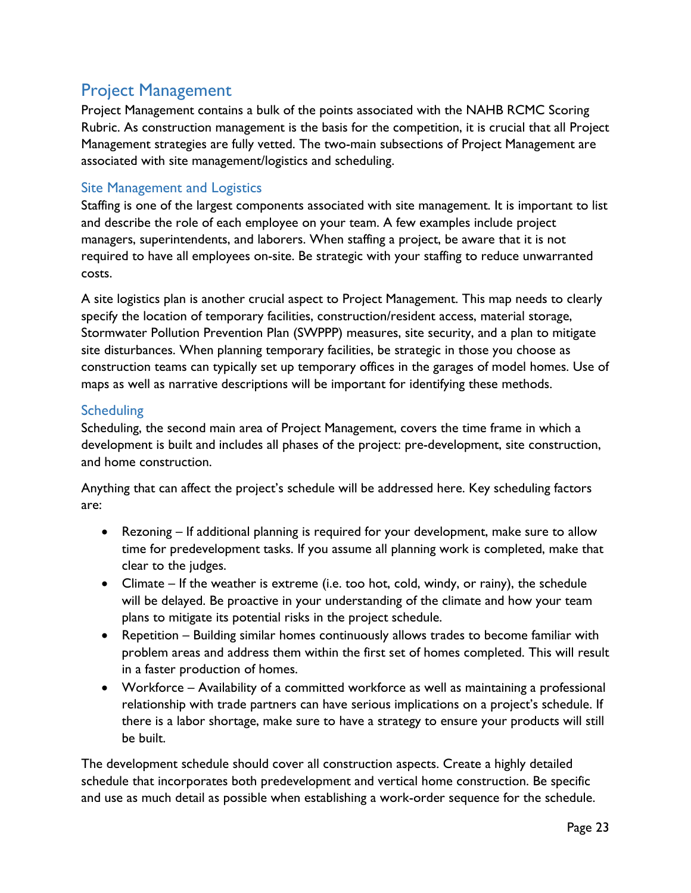## Project Management

Project Management contains a bulk of the points associated with the NAHB RCMC Scoring Rubric. As construction management is the basis for the competition, it is crucial that all Project Management strategies are fully vetted. The two-main subsections of Project Management are associated with site management/logistics and scheduling.

### Site Management and Logistics

Staffing is one of the largest components associated with site management. It is important to list and describe the role of each employee on your team. A few examples include project managers, superintendents, and laborers. When staffing a project, be aware that it is not required to have all employees on-site. Be strategic with your staffing to reduce unwarranted costs.

A site logistics plan is another crucial aspect to Project Management. This map needs to clearly specify the location of temporary facilities, construction/resident access, material storage, Stormwater Pollution Prevention Plan (SWPPP) measures, site security, and a plan to mitigate site disturbances. When planning temporary facilities, be strategic in those you choose as construction teams can typically set up temporary offices in the garages of model homes. Use of maps as well as narrative descriptions will be important for identifying these methods.

### Scheduling

Scheduling, the second main area of Project Management, covers the time frame in which a development is built and includes all phases of the project: pre-development, site construction, and home construction.

Anything that can affect the project's schedule will be addressed here. Key scheduling factors are:

- Rezoning – If additional planning is required for your development, make sure to allow time for predevelopment tasks. If you assume all planning work is completed, make that clear to the judges.
- Climate – If the weather is extreme (i.e. too hot, cold, windy, or rainy), the schedule will be delayed. Be proactive in your understanding of the climate and how your team plans to mitigate its potential risks in the project schedule.
- Repetition – Building similar homes continuously allows trades to become familiar with problem areas and address them within the first set of homes completed. This will result in a faster production of homes.
- Workforce – Availability of a committed workforce as well as maintaining a professional relationship with trade partners can have serious implications on a project's schedule. If there is a labor shortage, make sure to have a strategy to ensure your products will still be built.

The development schedule should cover all construction aspects. Create a highly detailed schedule that incorporates both predevelopment and vertical home construction. Be specific and use as much detail as possible when establishing a work-order sequence for the schedule.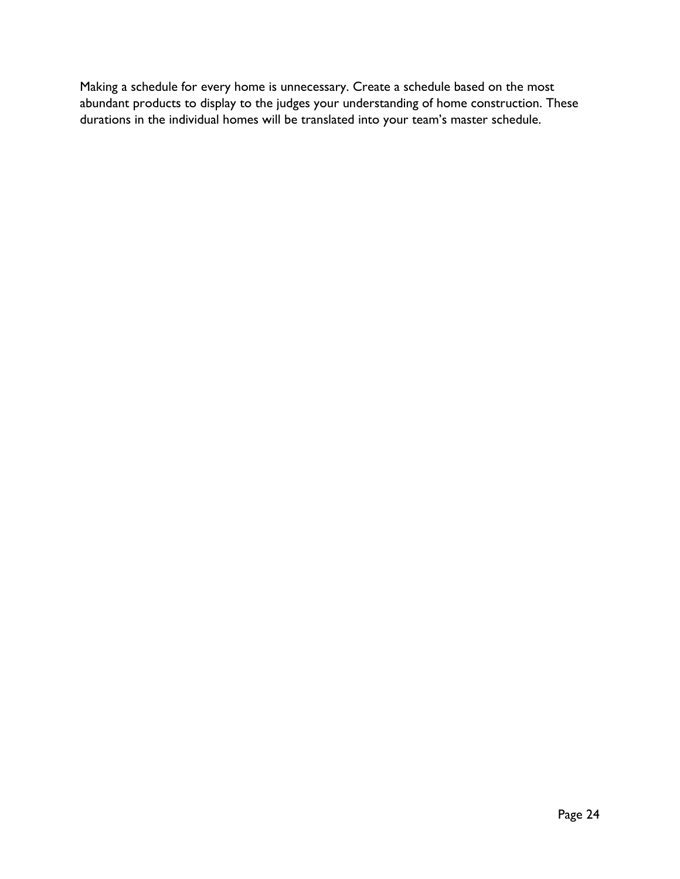Making a schedule for every home is unnecessary. Create a schedule based on the most abundant products to display to the judges your understanding of home construction. These durations in the individual homes will be translated into your team's master schedule.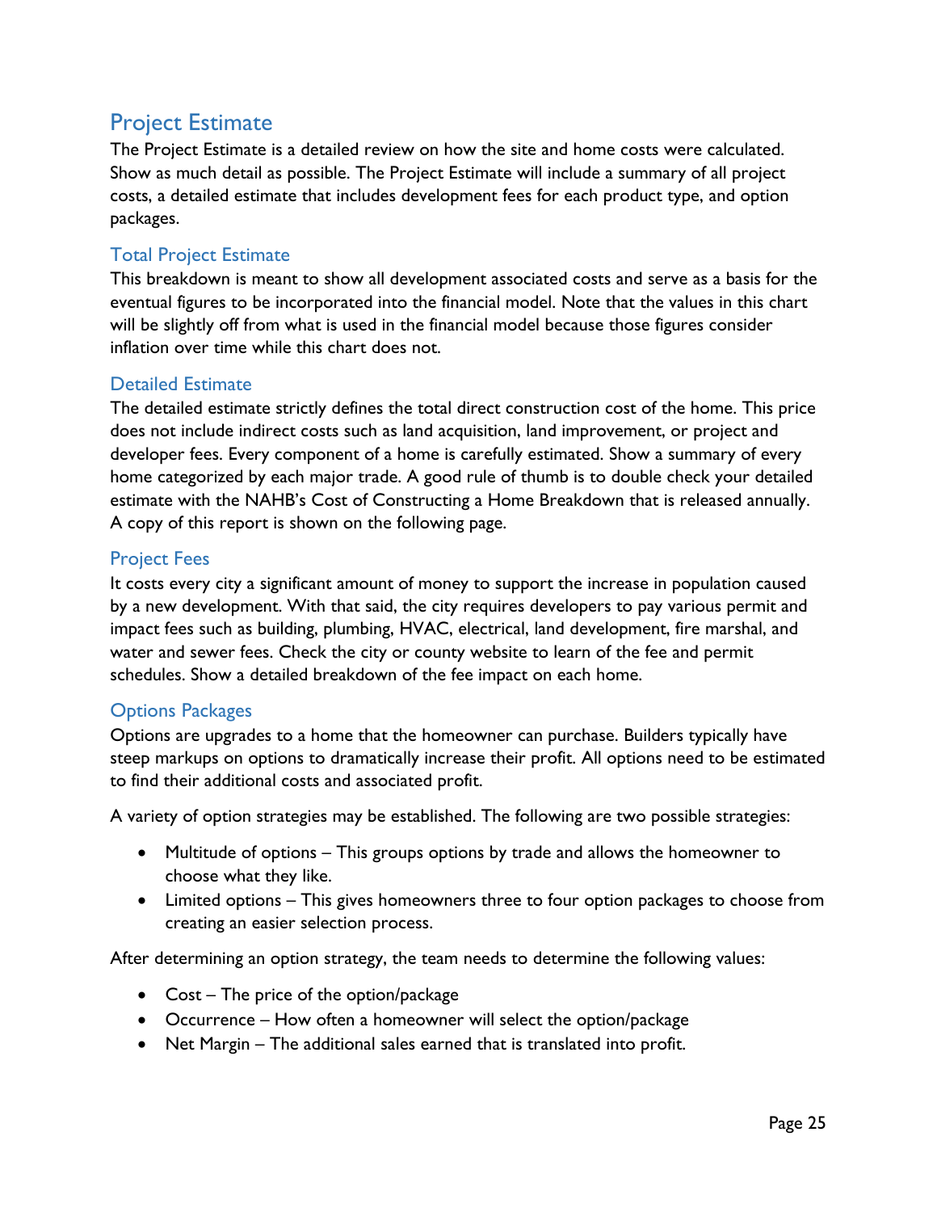## Project Estimate

The Project Estimate is a detailed review on how the site and home costs were calculated. Show as much detail as possible. The Project Estimate will include a summary of all project costs, a detailed estimate that includes development fees for each product type, and option packages.

### Total Project Estimate

This breakdown is meant to show all development associated costs and serve as a basis for the eventual figures to be incorporated into the financial model. Note that the values in this chart will be slightly off from what is used in the financial model because those figures consider inflation over time while this chart does not.

### Detailed Estimate

The detailed estimate strictly defines the total direct construction cost of the home. This price does not include indirect costs such as land acquisition, land improvement, or project and developer fees. Every component of a home is carefully estimated. Show a summary of every home categorized by each major trade. A good rule of thumb is to double check your detailed estimate with the NAHB's Cost of Constructing a Home Breakdown that is released annually. A copy of this report is shown on the following page.

### Project Fees

It costs every city a significant amount of money to support the increase in population caused by a new development. With that said, the city requires developers to pay various permit and impact fees such as building, plumbing, HVAC, electrical, land development, fire marshal, and water and sewer fees. Check the city or county website to learn of the fee and permit schedules. Show a detailed breakdown of the fee impact on each home.

### Options Packages

Options are upgrades to a home that the homeowner can purchase. Builders typically have steep markups on options to dramatically increase their profit. All options need to be estimated to find their additional costs and associated profit.

A variety of option strategies may be established. The following are two possible strategies:

- Multitude of options – This groups options by trade and allows the homeowner to choose what they like.
- Limited options – This gives homeowners three to four option packages to choose from creating an easier selection process.

After determining an option strategy, the team needs to determine the following values:

- Cost – The price of the option/package
- Occurrence – How often a homeowner will select the option/package
- Net Margin – The additional sales earned that is translated into profit.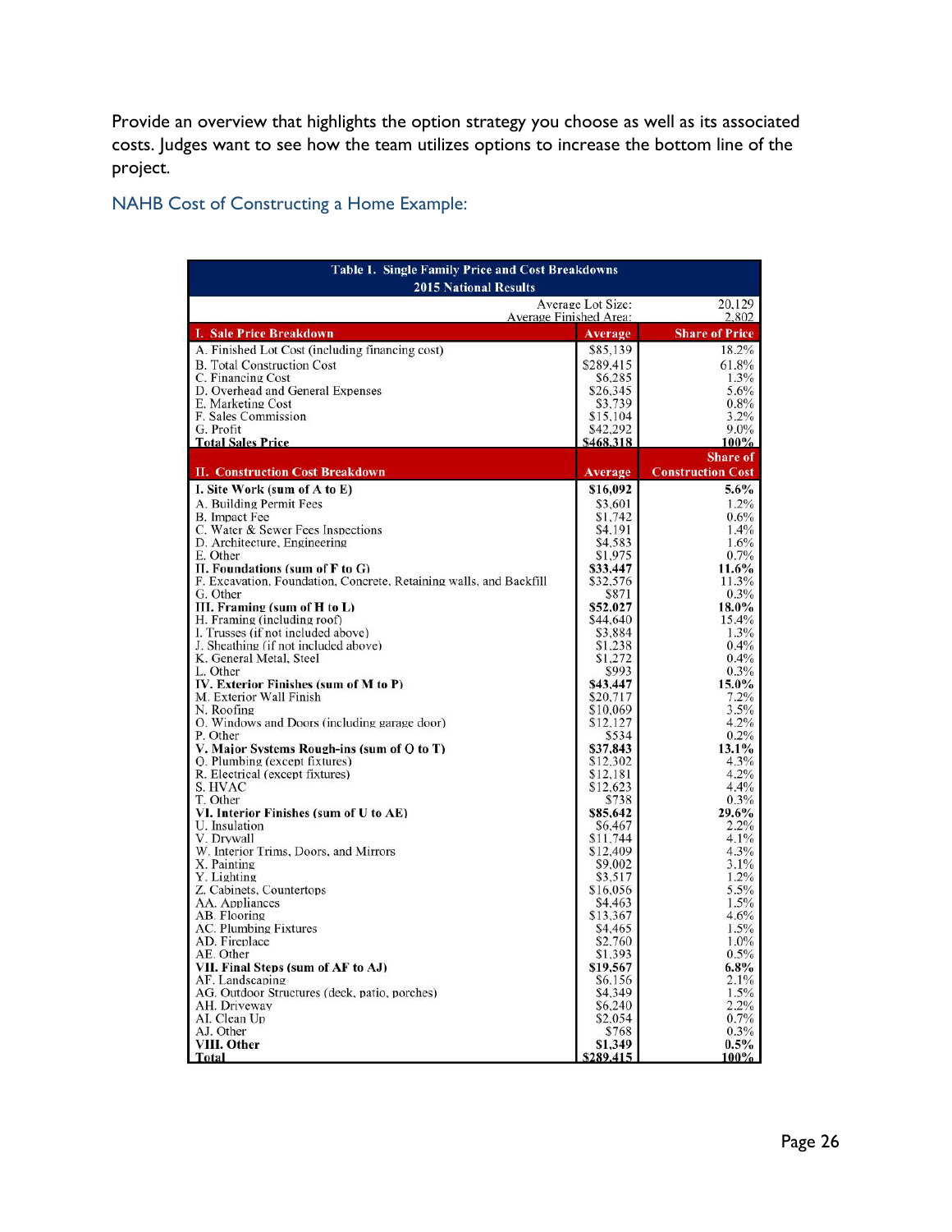Provide an overview that highlights the option strategy you choose as well as its associated costs. Judges want to see how the team utilizes options to increase the bottom line of the project.

## NAHB Cost of Constructing a Home Example:

| Table I. Single Family Price and Cost Breakdowns<br>2015 National Results | | |
|---|---|---|
| | Average Lot Size: | 20,129 |
| | Average Finished Area: | 2,802 |
| **I. Sale Price Breakdown** | **Average** | **Share of Price** |
| A. Finished Lot Cost (including financing cost) | $85,139 | 18.2% |
| B. Total Construction Cost | $289,415 | 61.8% |
| C. Financing Cost | $6,285 | 1.3% |
| D. Overhead and General Expenses | $26,345 | 5.6% |
| E. Marketing Cost | $3,739 | 0.8% |
| F. Sales Commission | $15,104 | 3.2% |
| G. Profit | $42,292 | 9.0% |
| **Total Sales Price** | **$468,318** | **100%** |
| **II. Construction Cost Breakdown** | **Average** | **Share of Construction Cost** |
| **I. Site Work (sum of A to E)** | **$16,092** | **5.6%** |
| A. Building Permit Fees | $3,601 | 1.2% |
| B. Impact Fee | $1,742 | 0.6% |
| C. Water & Sewer Fees Inspections | $4,191 | 1.4% |
| D. Architecture, Engineering | $4,583 | 1.6% |
| E. Other | $1,975 | 0.7% |
| **II. Foundations (sum of F to G)** | **$33,447** | **11.6%** |
| F. Excavation, Foundation, Concrete, Retaining walls, and Backfill | $32,576 | 11.3% |
| G. Other | $871 | 0.3% |
| **III. Framing (sum of H to L)** | **$52,027** | **18.0%** |
| H. Framing (including roof) | $44,640 | 15.4% |
| I. Trusses (if not included above) | $3,884 | 1.3% |
| J. Sheathing (if not included above) | $1,238 | 0.4% |
| K. General Metal, Steel | $1,272 | 0.4% |
| L. Other | $993 | 0.3% |
| **IV. Exterior Finishes (sum of M to P)** | **$43,447** | **15.0%** |
| M. Exterior Wall Finish | $20,717 | 7.2% |
| N. Roofing | $10,069 | 3.5% |
| O. Windows and Doors (including garage door) | $12,127 | 4.2% |
| P. Other | $534 | 0.2% |
| **V. Major Systems Rough-ins (sum of Q to T)** | **$37,843** | **13.1%** |
| Q. Plumbing (except fixtures) | $12,302 | 4.3% |
| R. Electrical (except fixtures) | $12,181 | 4.2% |
| S. HVAC | $12,623 | 4.4% |
| T. Other | $738 | 0.3% |
| **VI. Interior Finishes (sum of U to AE)** | **$85,642** | **29.6%** |
| U. Insulation | $6,467 | 2.2% |
| V. Drywall | $11,744 | 4.1% |
| W. Interior Trims, Doors, and Mirrors | $12,409 | 4.3% |
| X. Painting | $9,002 | 3.1% |
| Y. Lighting | $3,517 | 1.2% |
| Z. Cabinets, Countertops | $16,056 | 5.5% |
| AA. Appliances | $4,463 | 1.5% |
| AB. Flooring | $13,367 | 4.6% |
| AC. Plumbing Fixtures | $4,465 | 1.5% |
| AD. Fireplace | $2,760 | 1.0% |
| AE. Other | $1,393 | 0.5% |
| **VII. Final Steps (sum of AF to AJ)** | **$19,567** | **6.8%** |
| AF. Landscaping | $6,156 | 2.1% |
| AG. Outdoor Structures (deck, patio, porches) | $4,349 | 1.5% |
| AH. Driveway | $6,240 | 2.2% |
| AI. Clean Up | $2,054 | 0.7% |
| AJ. Other | $768 | 0.3% |
| **VIII. Other** | **$1,349** | **0.5%** |
| **Total** | **$289,415** | **100%** |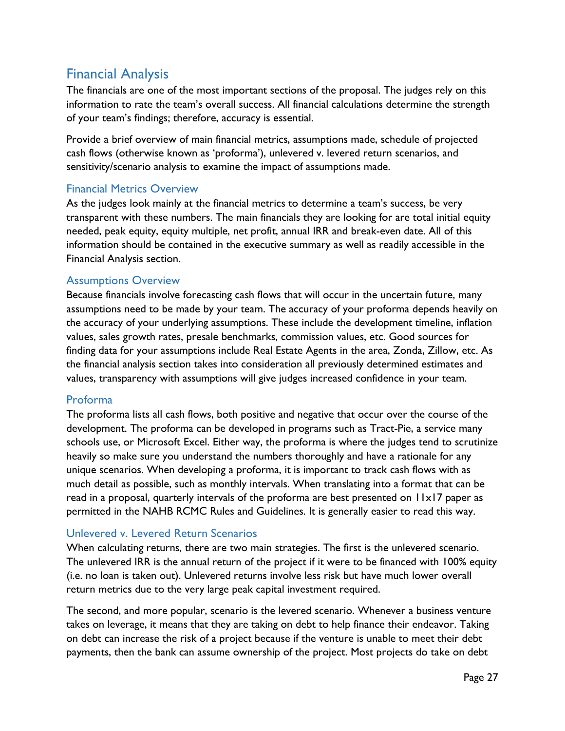## Financial Analysis

The financials are one of the most important sections of the proposal. The judges rely on this information to rate the team's overall success. All financial calculations determine the strength of your team's findings; therefore, accuracy is essential.

Provide a brief overview of main financial metrics, assumptions made, schedule of projected cash flows (otherwise known as 'proforma'), unlevered v. levered return scenarios, and sensitivity/scenario analysis to examine the impact of assumptions made.

### Financial Metrics Overview

As the judges look mainly at the financial metrics to determine a team's success, be very transparent with these numbers. The main financials they are looking for are total initial equity needed, peak equity, equity multiple, net profit, annual IRR and break-even date. All of this information should be contained in the executive summary as well as readily accessible in the Financial Analysis section.

### Assumptions Overview

Because financials involve forecasting cash flows that will occur in the uncertain future, many assumptions need to be made by your team. The accuracy of your proforma depends heavily on the accuracy of your underlying assumptions. These include the development timeline, inflation values, sales growth rates, presale benchmarks, commission values, etc. Good sources for finding data for your assumptions include Real Estate Agents in the area, Zonda, Zillow, etc. As the financial analysis section takes into consideration all previously determined estimates and values, transparency with assumptions will give judges increased confidence in your team.

### Proforma

The proforma lists all cash flows, both positive and negative that occur over the course of the development. The proforma can be developed in programs such as Tract-Pie, a service many schools use, or Microsoft Excel. Either way, the proforma is where the judges tend to scrutinize heavily so make sure you understand the numbers thoroughly and have a rationale for any unique scenarios. When developing a proforma, it is important to track cash flows with as much detail as possible, such as monthly intervals. When translating into a format that can be read in a proposal, quarterly intervals of the proforma are best presented on 11x17 paper as permitted in the NAHB RCMC Rules and Guidelines. It is generally easier to read this way.

### Unlevered v. Levered Return Scenarios

When calculating returns, there are two main strategies. The first is the unlevered scenario. The unlevered IRR is the annual return of the project if it were to be financed with 100% equity (i.e. no loan is taken out). Unlevered returns involve less risk but have much lower overall return metrics due to the very large peak capital investment required.

The second, and more popular, scenario is the levered scenario. Whenever a business venture takes on leverage, it means that they are taking on debt to help finance their endeavor. Taking on debt can increase the risk of a project because if the venture is unable to meet their debt payments, then the bank can assume ownership of the project. Most projects do take on debt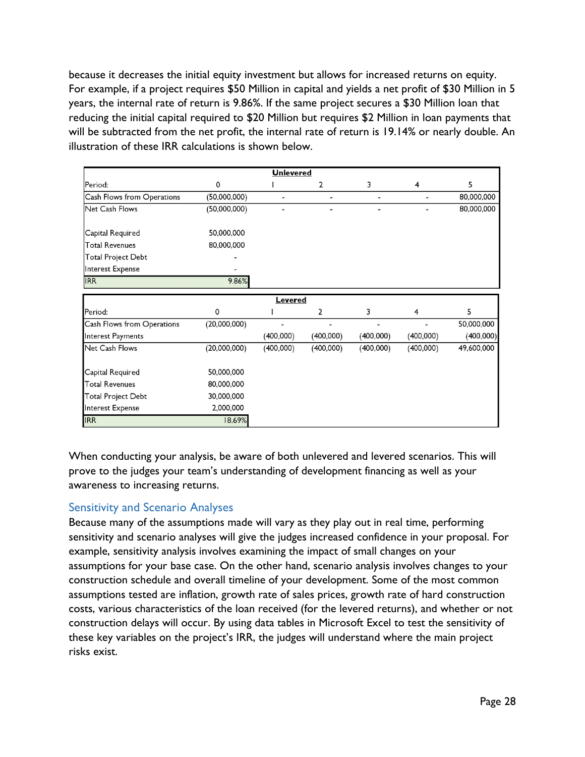because it decreases the initial equity investment but allows for increased returns on equity. For example, if a project requires $50 Million in capital and yields a net profit of $30 Million in 5 years, the internal rate of return is 9.86%. If the same project secures a $30 Million loan that reducing the initial capital required to $20 Million but requires $2 Million in loan payments that will be subtracted from the net profit, the internal rate of return is 19.14% or nearly double. An illustration of these IRR calculations is shown below.

| **Unlevered** | | | | | | |
|---|---|---|---|---|---|---|
| Period: | 0 | 1 | 2 | 3 | 4 | 5 |
| Cash Flows from Operations | (50,000,000) | - | - | - | - | 80,000,000 |
| Net Cash Flows | (50,000,000) | - | - | - | - | 80,000,000 |
| | | | | | | |
| Capital Required | 50,000,000 | | | | | |
| Total Revenues | 80,000,000 | | | | | |
| Total Project Debt | - | | | | | |
| Interest Expense | - | | | | | |
| IRR | 9.86% | | | | | |

| **Levered** | | | | | | |
|---|---|---|---|---|---|---|
| Period: | 0 | 1 | 2 | 3 | 4 | 5 |
| Cash Flows from Operations | (20,000,000) | - | - | - | - | 50,000,000 |
| Interest Payments | | (400,000) | (400,000) | (400,000) | (400,000) | (400,000) |
| Net Cash Flows | (20,000,000) | (400,000) | (400,000) | (400,000) | (400,000) | 49,600,000 |
| | | | | | | |
| Capital Required | 50,000,000 | | | | | |
| Total Revenues | 80,000,000 | | | | | |
| Total Project Debt | 30,000,000 | | | | | |
| Interest Expense | 2,000,000 | | | | | |
| IRR | 18.69% | | | | | |

When conducting your analysis, be aware of both unlevered and levered scenarios. This will prove to the judges your team's understanding of development financing as well as your awareness to increasing returns.

## Sensitivity and Scenario Analyses

Because many of the assumptions made will vary as they play out in real time, performing sensitivity and scenario analyses will give the judges increased confidence in your proposal. For example, sensitivity analysis involves examining the impact of small changes on your assumptions for your base case. On the other hand, scenario analysis involves changes to your construction schedule and overall timeline of your development. Some of the most common assumptions tested are inflation, growth rate of sales prices, growth rate of hard construction costs, various characteristics of the loan received (for the levered returns), and whether or not construction delays will occur. By using data tables in Microsoft Excel to test the sensitivity of these key variables on the project's IRR, the judges will understand where the main project risks exist.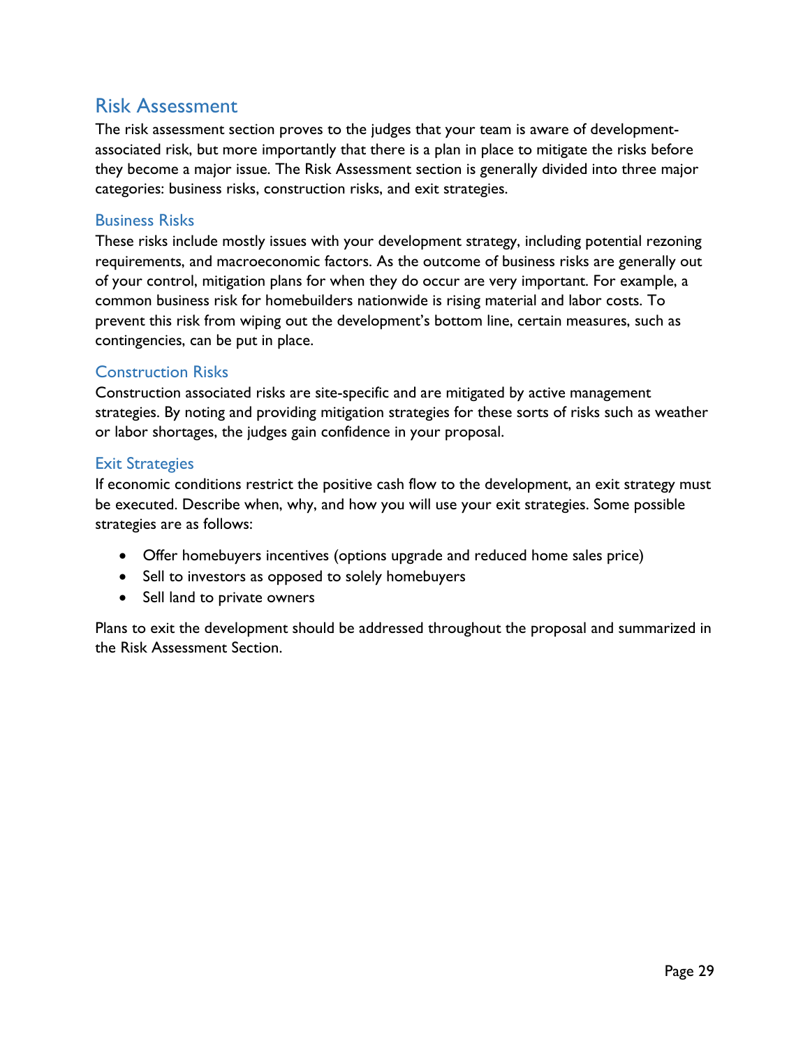## Risk Assessment

The risk assessment section proves to the judges that your team is aware of development-associated risk, but more importantly that there is a plan in place to mitigate the risks before they become a major issue. The Risk Assessment section is generally divided into three major categories: business risks, construction risks, and exit strategies.

### Business Risks

These risks include mostly issues with your development strategy, including potential rezoning requirements, and macroeconomic factors. As the outcome of business risks are generally out of your control, mitigation plans for when they do occur are very important. For example, a common business risk for homebuilders nationwide is rising material and labor costs. To prevent this risk from wiping out the development's bottom line, certain measures, such as contingencies, can be put in place.

### Construction Risks

Construction associated risks are site-specific and are mitigated by active management strategies. By noting and providing mitigation strategies for these sorts of risks such as weather or labor shortages, the judges gain confidence in your proposal.

### Exit Strategies

If economic conditions restrict the positive cash flow to the development, an exit strategy must be executed. Describe when, why, and how you will use your exit strategies. Some possible strategies are as follows:

- Offer homebuyers incentives (options upgrade and reduced home sales price)
- Sell to investors as opposed to solely homebuyers
- Sell land to private owners

Plans to exit the development should be addressed throughout the proposal and summarized in the Risk Assessment Section.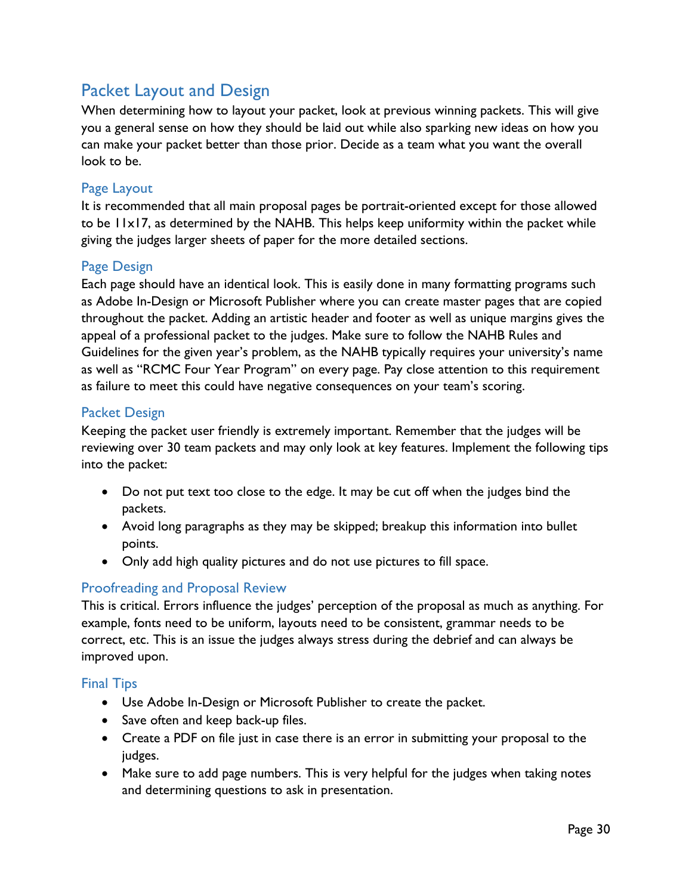## Packet Layout and Design

When determining how to layout your packet, look at previous winning packets. This will give you a general sense on how they should be laid out while also sparking new ideas on how you can make your packet better than those prior. Decide as a team what you want the overall look to be.

### Page Layout

It is recommended that all main proposal pages be portrait-oriented except for those allowed to be 11x17, as determined by the NAHB. This helps keep uniformity within the packet while giving the judges larger sheets of paper for the more detailed sections.

### Page Design

Each page should have an identical look. This is easily done in many formatting programs such as Adobe In-Design or Microsoft Publisher where you can create master pages that are copied throughout the packet. Adding an artistic header and footer as well as unique margins gives the appeal of a professional packet to the judges. Make sure to follow the NAHB Rules and Guidelines for the given year's problem, as the NAHB typically requires your university's name as well as "RCMC Four Year Program" on every page. Pay close attention to this requirement as failure to meet this could have negative consequences on your team's scoring.

### Packet Design

Keeping the packet user friendly is extremely important. Remember that the judges will be reviewing over 30 team packets and may only look at key features. Implement the following tips into the packet:

- Do not put text too close to the edge. It may be cut off when the judges bind the packets.
- Avoid long paragraphs as they may be skipped; breakup this information into bullet points.
- Only add high quality pictures and do not use pictures to fill space.

### Proofreading and Proposal Review

This is critical. Errors influence the judges' perception of the proposal as much as anything. For example, fonts need to be uniform, layouts need to be consistent, grammar needs to be correct, etc. This is an issue the judges always stress during the debrief and can always be improved upon.

### Final Tips

- Use Adobe In-Design or Microsoft Publisher to create the packet.
- Save often and keep back-up files.
- Create a PDF on file just in case there is an error in submitting your proposal to the judges.
- Make sure to add page numbers. This is very helpful for the judges when taking notes and determining questions to ask in presentation.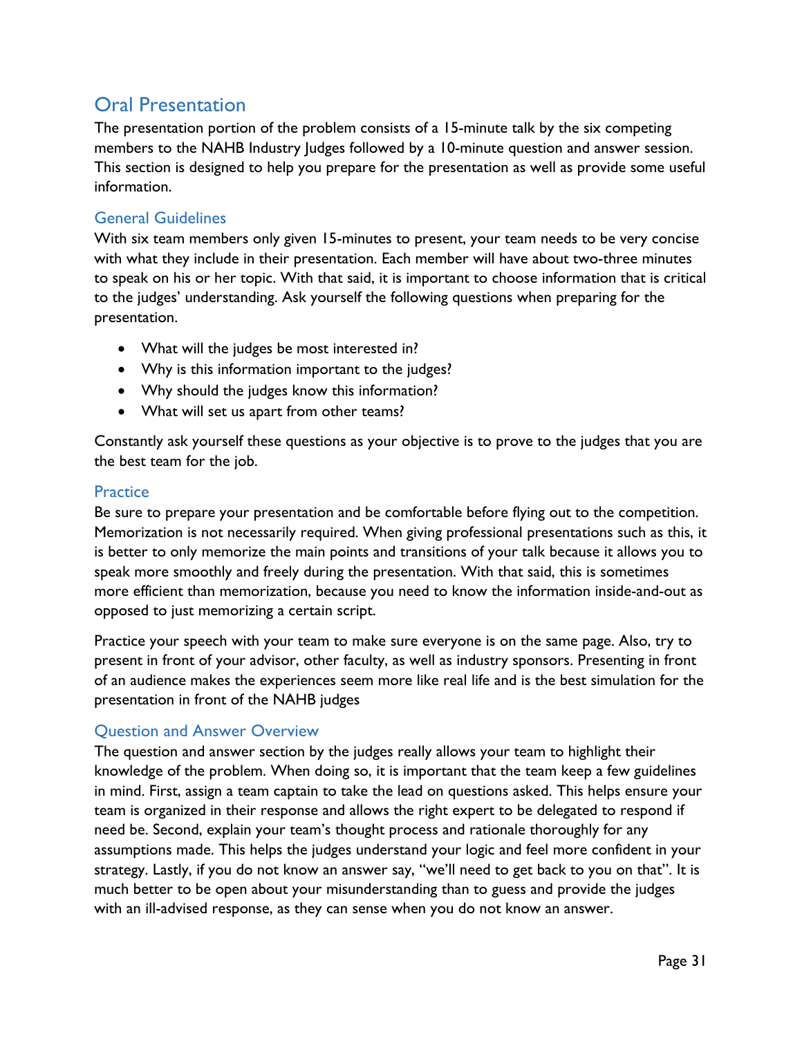## Oral Presentation

The presentation portion of the problem consists of a 15-minute talk by the six competing members to the NAHB Industry Judges followed by a 10-minute question and answer session. This section is designed to help you prepare for the presentation as well as provide some useful information.

### General Guidelines

With six team members only given 15-minutes to present, your team needs to be very concise with what they include in their presentation. Each member will have about two-three minutes to speak on his or her topic. With that said, it is important to choose information that is critical to the judges' understanding. Ask yourself the following questions when preparing for the presentation.

- What will the judges be most interested in?
- Why is this information important to the judges?
- Why should the judges know this information?
- What will set us apart from other teams?

Constantly ask yourself these questions as your objective is to prove to the judges that you are the best team for the job.

### Practice

Be sure to prepare your presentation and be comfortable before flying out to the competition. Memorization is not necessarily required. When giving professional presentations such as this, it is better to only memorize the main points and transitions of your talk because it allows you to speak more smoothly and freely during the presentation. With that said, this is sometimes more efficient than memorization, because you need to know the information inside-and-out as opposed to just memorizing a certain script.

Practice your speech with your team to make sure everyone is on the same page. Also, try to present in front of your advisor, other faculty, as well as industry sponsors. Presenting in front of an audience makes the experiences seem more like real life and is the best simulation for the presentation in front of the NAHB judges

### Question and Answer Overview

The question and answer section by the judges really allows your team to highlight their knowledge of the problem. When doing so, it is important that the team keep a few guidelines in mind. First, assign a team captain to take the lead on questions asked. This helps ensure your team is organized in their response and allows the right expert to be delegated to respond if need be. Second, explain your team's thought process and rationale thoroughly for any assumptions made. This helps the judges understand your logic and feel more confident in your strategy. Lastly, if you do not know an answer say, "we'll need to get back to you on that". It is much better to be open about your misunderstanding than to guess and provide the judges with an ill-advised response, as they can sense when you do not know an answer.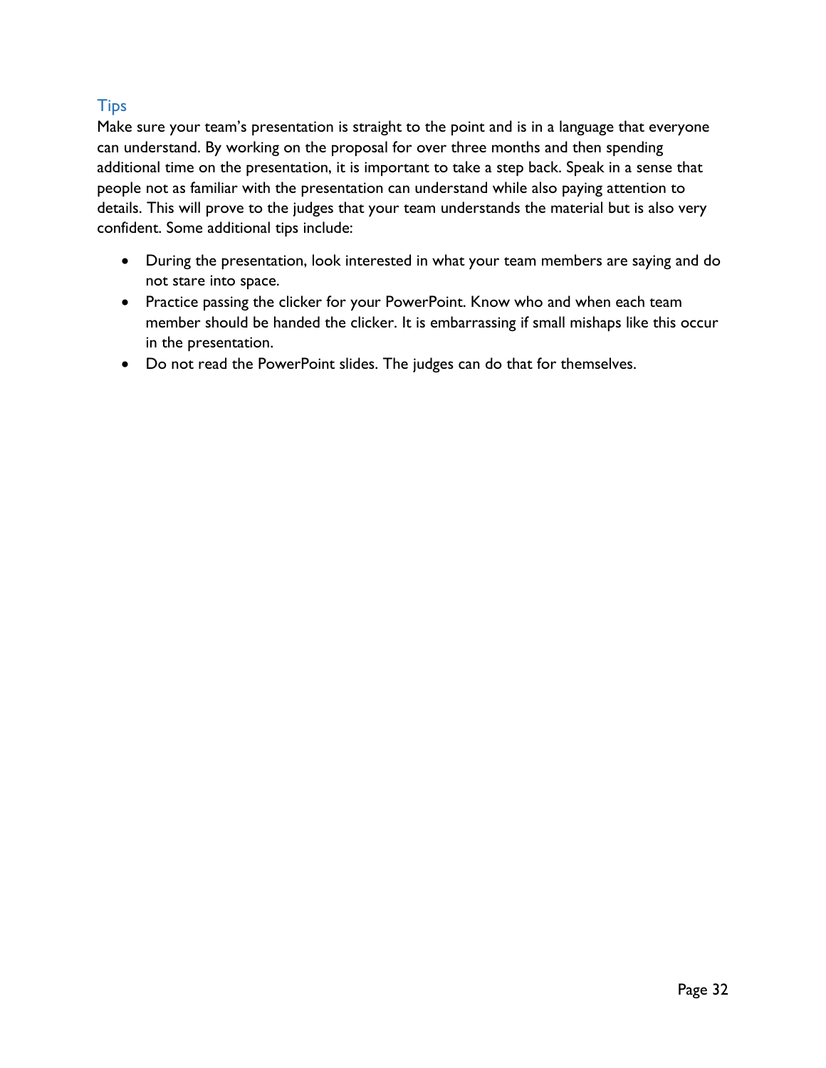### Tips

Make sure your team's presentation is straight to the point and is in a language that everyone can understand. By working on the proposal for over three months and then spending additional time on the presentation, it is important to take a step back. Speak in a sense that people not as familiar with the presentation can understand while also paying attention to details. This will prove to the judges that your team understands the material but is also very confident. Some additional tips include:

- During the presentation, look interested in what your team members are saying and do not stare into space.
- Practice passing the clicker for your PowerPoint. Know who and when each team member should be handed the clicker. It is embarrassing if small mishaps like this occur in the presentation.
- Do not read the PowerPoint slides. The judges can do that for themselves.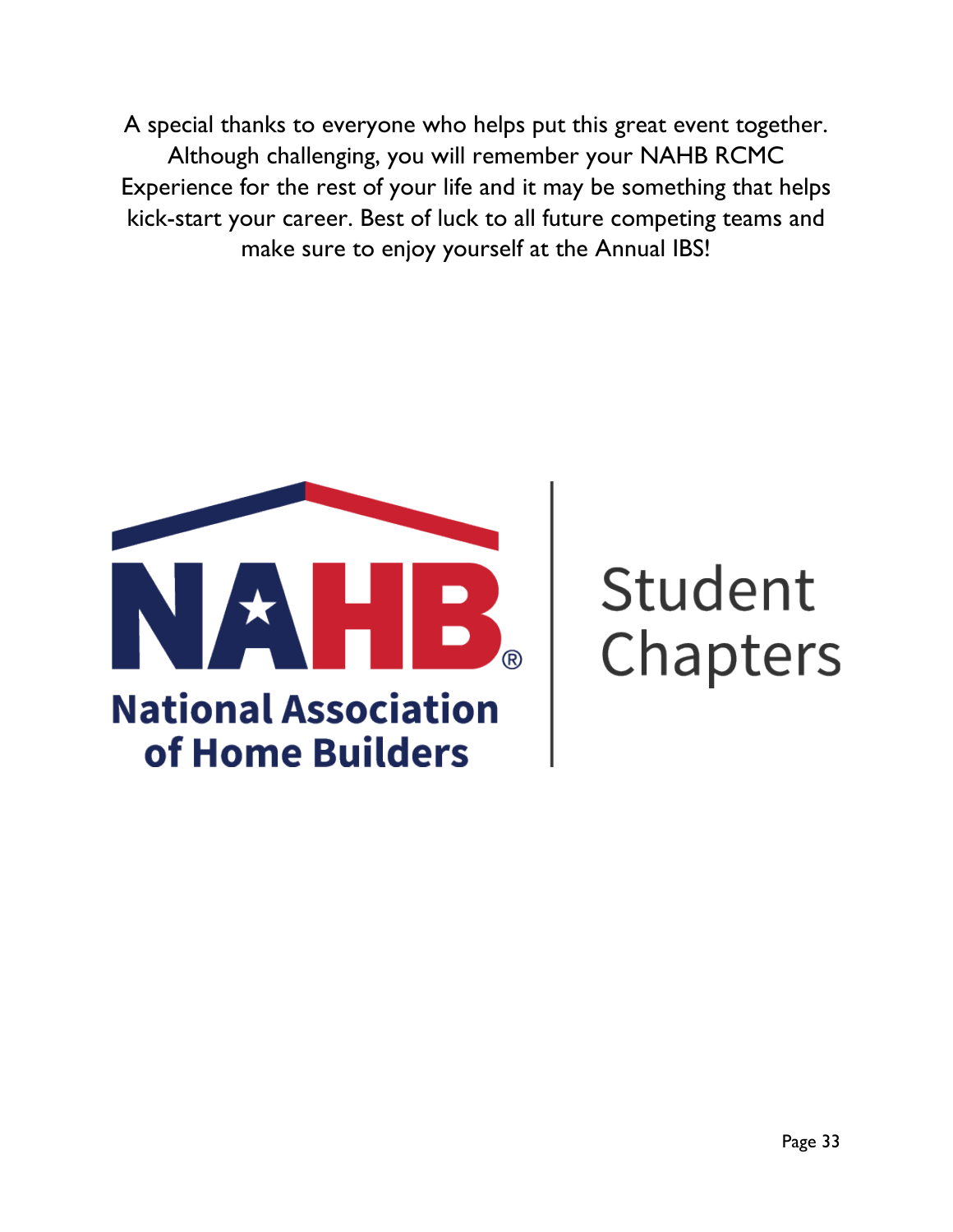A special thanks to everyone who helps put this great event together. Although challenging, you will remember your NAHB RCMC Experience for the rest of your life and it may be something that helps kick-start your career. Best of luck to all future competing teams and make sure to enjoy yourself at the Annual IBS!

NAHB®

National Association of Home Builders

Student Chapters